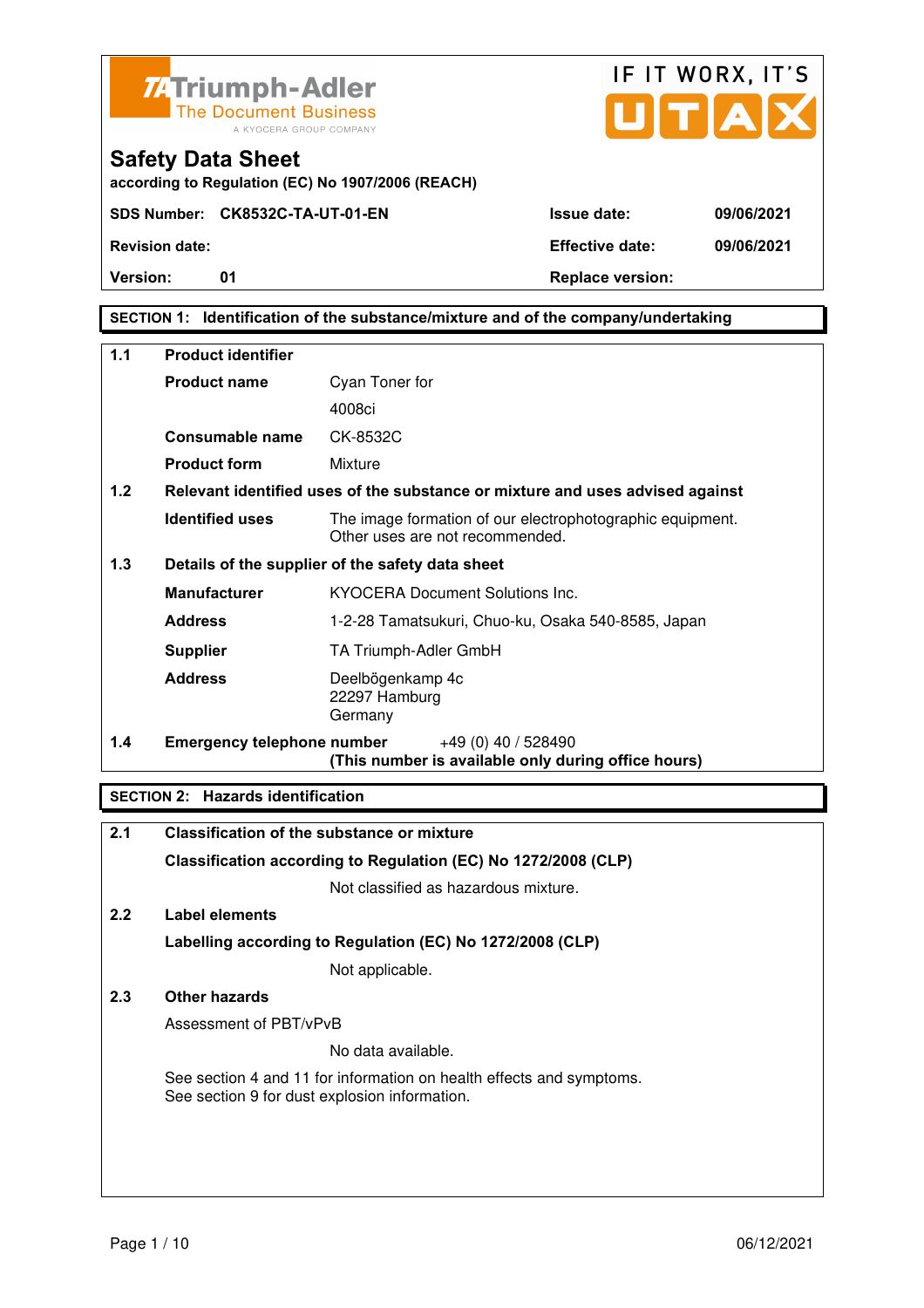Triumph-Adler
The Document Business
A KYOCERA GROUP COMPANY

IF IT WORX, IT'S UTAX

# Safety Data Sheet

**according to Regulation (EC) No 1907/2006 (REACH)**

| | | | |
|---|---|---|---|
| **SDS Number:** | **CK8532C-TA-UT-01-EN** | **Issue date:** | **09/06/2021** |
| **Revision date:** | | **Effective date:** | **09/06/2021** |
| **Version:** | **01** | **Replace version:** | |

## SECTION 1: Identification of the substance/mixture and of the company/undertaking

**1.1 Product identifier**

| | |
|---|---|
| **Product name** | Cyan Toner for 4008ci |
| **Consumable name** | CK-8532C |
| **Product form** | Mixture |

**1.2 Relevant identified uses of the substance or mixture and uses advised against**

| | |
|---|---|
| **Identified uses** | The image formation of our electrophotographic equipment. Other uses are not recommended. |

**1.3 Details of the supplier of the safety data sheet**

| | |
|---|---|
| **Manufacturer** | KYOCERA Document Solutions Inc. |
| **Address** | 1-2-28 Tamatsukuri, Chuo-ku, Osaka 540-8585, Japan |
| **Supplier** | TA Triumph-Adler GmbH |
| **Address** | Deelbögenkamp 4c<br>22297 Hamburg<br>Germany |

**1.4 Emergency telephone number** +49 (0) 40 / 528490
**(This number is available only during office hours)**

## SECTION 2: Hazards identification

**2.1 Classification of the substance or mixture**

**Classification according to Regulation (EC) No 1272/2008 (CLP)**

Not classified as hazardous mixture.

**2.2 Label elements**

**Labelling according to Regulation (EC) No 1272/2008 (CLP)**

Not applicable.

**2.3 Other hazards**

Assessment of PBT/vPvB

No data available.

See section 4 and 11 for information on health effects and symptoms.
See section 9 for dust explosion information.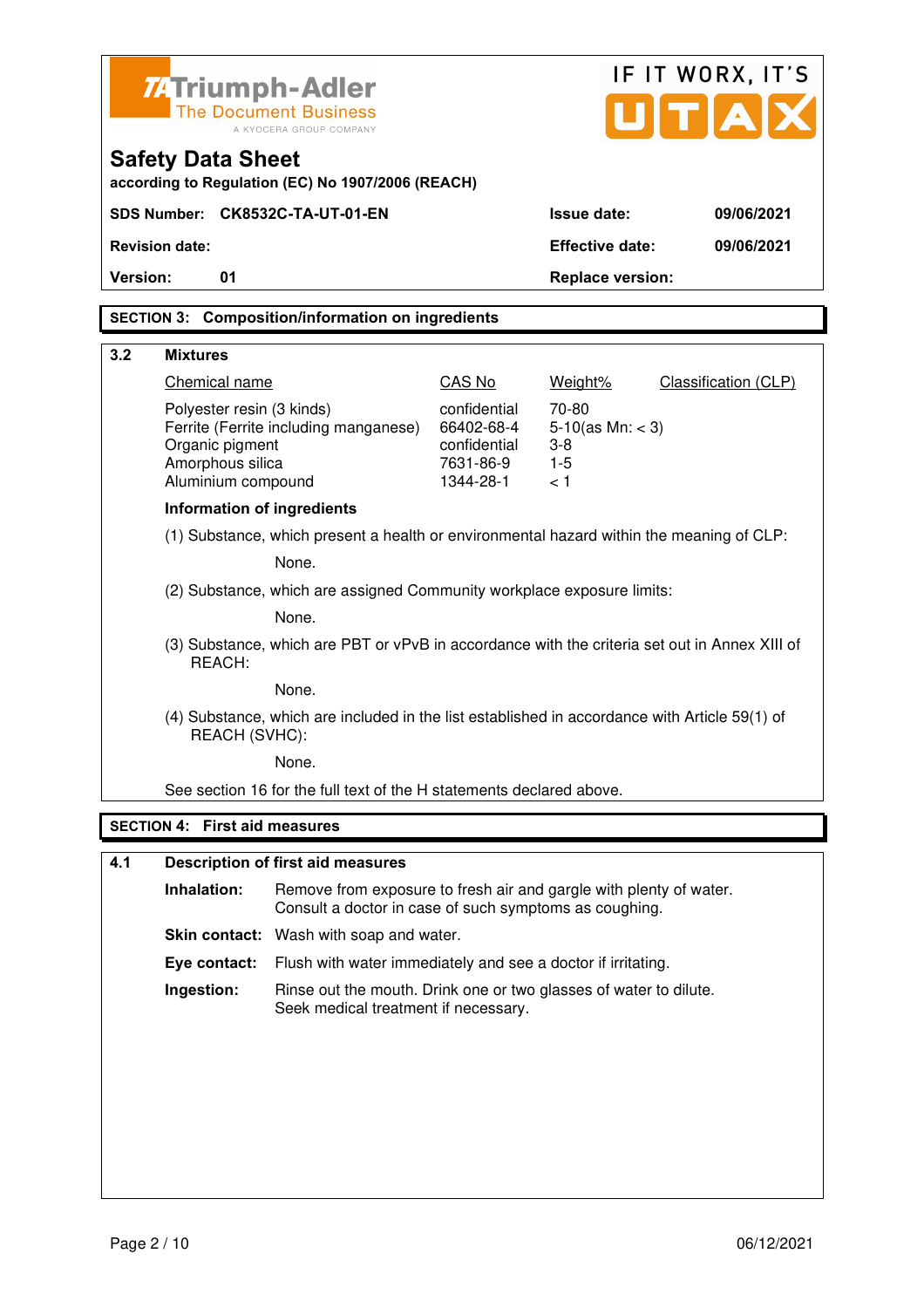Triumph-Adler
The Document Business
A KYOCERA GROUP COMPANY

IF IT WORX, IT'S UTAX

# Safety Data Sheet

**according to Regulation (EC) No 1907/2006 (REACH)**

| | | | |
|---|---|---|---|
| **SDS Number:** | **CK8532C-TA-UT-01-EN** | **Issue date:** | **09/06/2021** |
| **Revision date:** | | **Effective date:** | **09/06/2021** |
| **Version:** | **01** | **Replace version:** | |

## SECTION 3: Composition/information on ingredients

### 3.2 Mixtures

| Chemical name | CAS No | Weight% | Classification (CLP) |
|---|---|---|---|
| Polyester resin (3 kinds) | confidential | 70-80 | |
| Ferrite (Ferrite including manganese) | 66402-68-4 | 5-10(as Mn: < 3) | |
| Organic pigment | confidential | 3-8 | |
| Amorphous silica | 7631-86-9 | 1-5 | |
| Aluminium compound | 1344-28-1 | < 1 | |

**Information of ingredients**

(1) Substance, which present a health or environmental hazard within the meaning of CLP:

None.

(2) Substance, which are assigned Community workplace exposure limits:

None.

(3) Substance, which are PBT or vPvB in accordance with the criteria set out in Annex XIII of REACH:

None.

(4) Substance, which are included in the list established in accordance with Article 59(1) of REACH (SVHC):

None.

See section 16 for the full text of the H statements declared above.

## SECTION 4: First aid measures

### 4.1 Description of first aid measures

**Inhalation:** Remove from exposure to fresh air and gargle with plenty of water. Consult a doctor in case of such symptoms as coughing.

**Skin contact:** Wash with soap and water.

**Eye contact:** Flush with water immediately and see a doctor if irritating.

**Ingestion:** Rinse out the mouth. Drink one or two glasses of water to dilute. Seek medical treatment if necessary.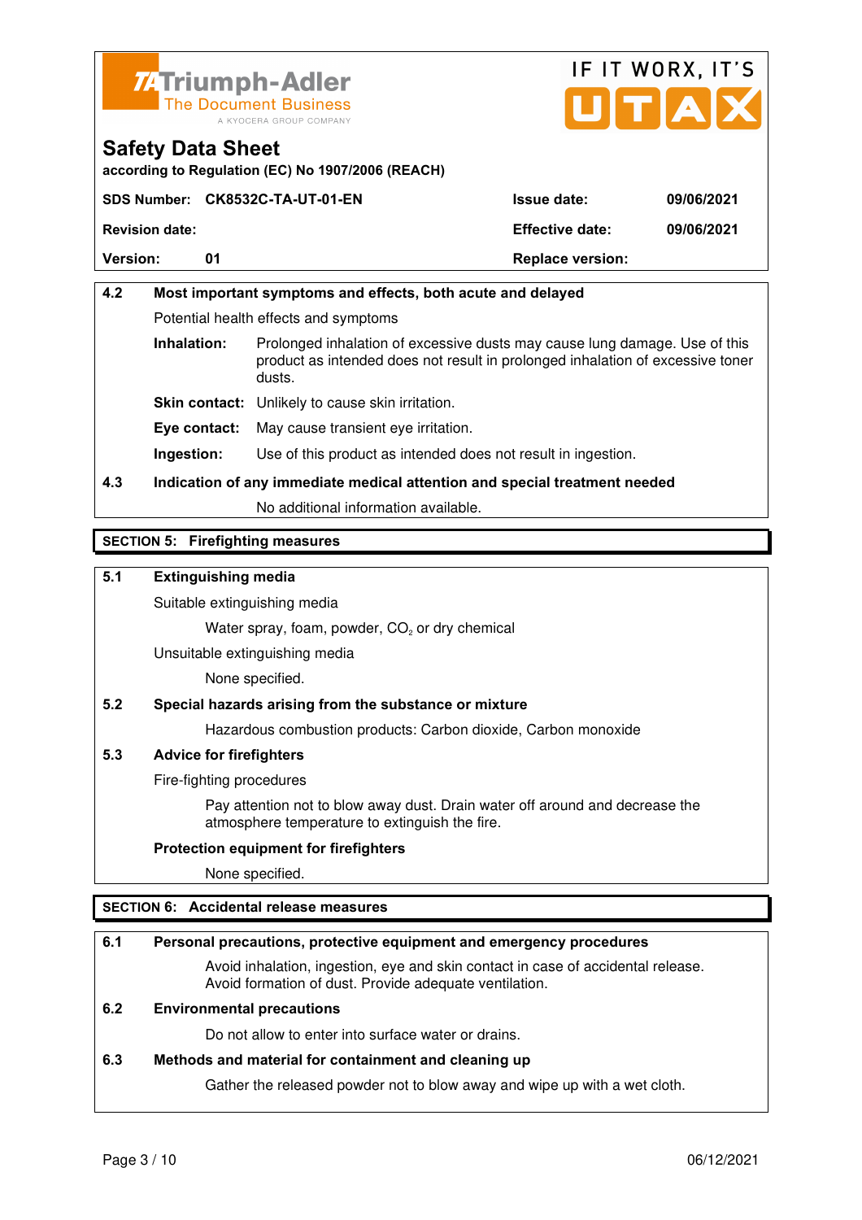# Safety Data Sheet

according to Regulation (EC) No 1907/2006 (REACH)

| SDS Number: CK8532C-TA-UT-01-EN | | Issue date: | 09/06/2021 |
|---|---|---|---|
| Revision date: | | Effective date: | 09/06/2021 |
| Version: | 01 | Replace version: | |

### 4.2 Most important symptoms and effects, both acute and delayed

Potential health effects and symptoms

**Inhalation:** Prolonged inhalation of excessive dusts may cause lung damage. Use of this product as intended does not result in prolonged inhalation of excessive toner dusts.

**Skin contact:** Unlikely to cause skin irritation.

**Eye contact:** May cause transient eye irritation.

**Ingestion:** Use of this product as intended does not result in ingestion.

### 4.3 Indication of any immediate medical attention and special treatment needed

No additional information available.

## SECTION 5: Firefighting measures

### 5.1 Extinguishing media

Suitable extinguishing media

Water spray, foam, powder, $CO_2$ or dry chemical

Unsuitable extinguishing media

None specified.

### 5.2 Special hazards arising from the substance or mixture

Hazardous combustion products: Carbon dioxide, Carbon monoxide

### 5.3 Advice for firefighters

Fire-fighting procedures

Pay attention not to blow away dust. Drain water off around and decrease the atmosphere temperature to extinguish the fire.

**Protection equipment for firefighters**

None specified.

## SECTION 6: Accidental release measures

### 6.1 Personal precautions, protective equipment and emergency procedures

Avoid inhalation, ingestion, eye and skin contact in case of accidental release. Avoid formation of dust. Provide adequate ventilation.

### 6.2 Environmental precautions

Do not allow to enter into surface water or drains.

### 6.3 Methods and material for containment and cleaning up

Gather the released powder not to blow away and wipe up with a wet cloth.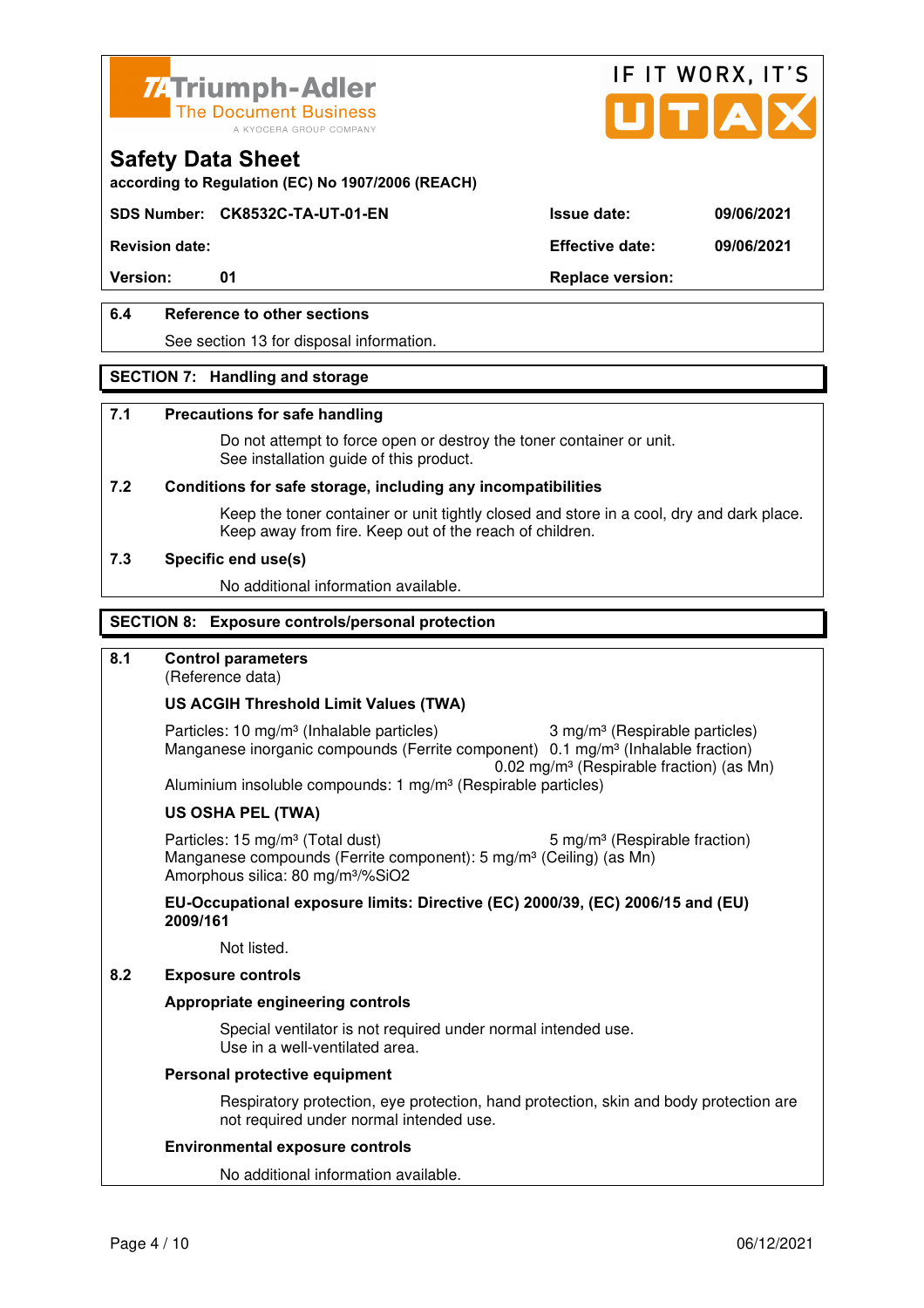**Safety Data Sheet**
according to Regulation (EC) No 1907/2006 (REACH)

| SDS Number: CK8532C-TA-UT-01-EN | Issue date: | 09/06/2021 |
|---|---|---|
| Revision date: | Effective date: | 09/06/2021 |
| Version: 01 | Replace version: | |

### 6.4 Reference to other sections

See section 13 for disposal information.

## SECTION 7: Handling and storage

### 7.1 Precautions for safe handling

Do not attempt to force open or destroy the toner container or unit.
See installation guide of this product.

### 7.2 Conditions for safe storage, including any incompatibilities

Keep the toner container or unit tightly closed and store in a cool, dry and dark place.
Keep away from fire. Keep out of the reach of children.

### 7.3 Specific end use(s)

No additional information available.

## SECTION 8: Exposure controls/personal protection

### 8.1 Control parameters

(Reference data)

**US ACGIH Threshold Limit Values (TWA)**

Particles: 10 mg/m³ (Inhalable particles) 3 mg/m³ (Respirable particles)
Manganese inorganic compounds (Ferrite component) 0.1 mg/m³ (Inhalable fraction)
0.02 mg/m³ (Respirable fraction) (as Mn)
Aluminium insoluble compounds: 1 mg/m³ (Respirable particles)

**US OSHA PEL (TWA)**

Particles: 15 mg/m³ (Total dust) 5 mg/m³ (Respirable fraction)
Manganese compounds (Ferrite component): 5 mg/m³ (Ceiling) (as Mn)
Amorphous silica: 80 mg/m³/%SiO2

**EU-Occupational exposure limits: Directive (EC) 2000/39, (EC) 2006/15 and (EU) 2009/161**

Not listed.

### 8.2 Exposure controls

**Appropriate engineering controls**

Special ventilator is not required under normal intended use.
Use in a well-ventilated area.

**Personal protective equipment**

Respiratory protection, eye protection, hand protection, skin and body protection are not required under normal intended use.

**Environmental exposure controls**

No additional information available.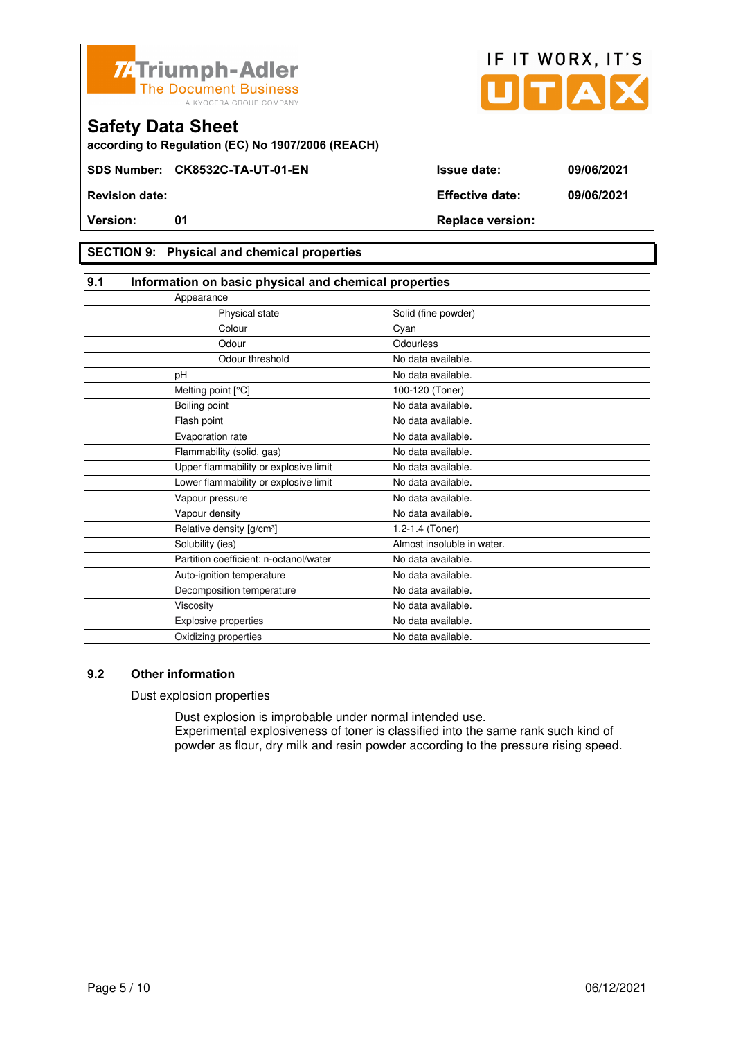**Safety Data Sheet**

according to Regulation (EC) No 1907/2006 (REACH)

| | | | |
|---|---|---|---|
| **SDS Number:** | **CK8532C-TA-UT-01-EN** | **Issue date:** | **09/06/2021** |
| **Revision date:** | | **Effective date:** | **09/06/2021** |
| **Version:** | **01** | **Replace version:** | |

## SECTION 9: Physical and chemical properties

### 9.1 Information on basic physical and chemical properties

| Property | Value |
|---|---|
| Appearance | |
| Physical state | Solid (fine powder) |
| Colour | Cyan |
| Odour | Odourless |
| Odour threshold | No data available. |
| pH | No data available. |
| Melting point [°C] | 100-120 (Toner) |
| Boiling point | No data available. |
| Flash point | No data available. |
| Evaporation rate | No data available. |
| Flammability (solid, gas) | No data available. |
| Upper flammability or explosive limit | No data available. |
| Lower flammability or explosive limit | No data available. |
| Vapour pressure | No data available. |
| Vapour density | No data available. |
| Relative density [g/cm³] | 1.2-1.4 (Toner) |
| Solubility (ies) | Almost insoluble in water. |
| Partition coefficient: n-octanol/water | No data available. |
| Auto-ignition temperature | No data available. |
| Decomposition temperature | No data available. |
| Viscosity | No data available. |
| Explosive properties | No data available. |
| Oxidizing properties | No data available. |

### 9.2 Other information

Dust explosion properties

Dust explosion is improbable under normal intended use.
Experimental explosiveness of toner is classified into the same rank such kind of powder as flour, dry milk and resin powder according to the pressure rising speed.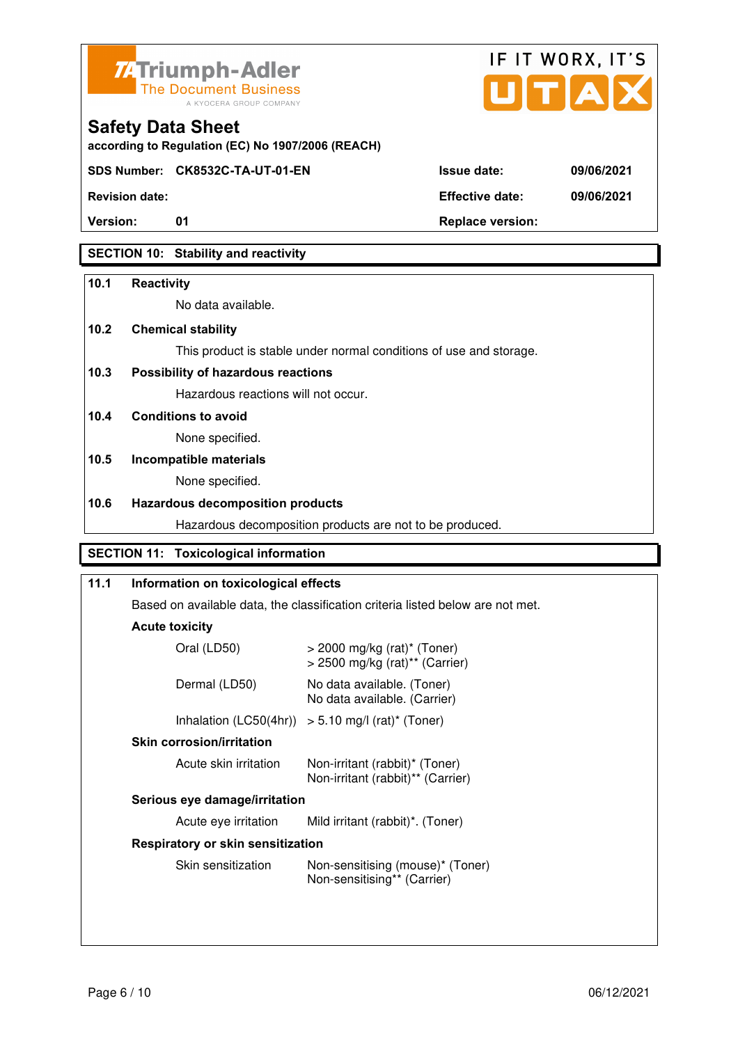# Safety Data Sheet

according to Regulation (EC) No 1907/2006 (REACH)

| SDS Number: | CK8532C-TA-UT-01-EN | Issue date: | 09/06/2021 |
|---|---|---|---|
| Revision date: | | Effective date: | 09/06/2021 |
| Version: | 01 | Replace version: | |

## SECTION 10: Stability and reactivity

**10.1 Reactivity**

No data available.

**10.2 Chemical stability**

This product is stable under normal conditions of use and storage.

**10.3 Possibility of hazardous reactions**

Hazardous reactions will not occur.

**10.4 Conditions to avoid**

None specified.

**10.5 Incompatible materials**

None specified.

**10.6 Hazardous decomposition products**

Hazardous decomposition products are not to be produced.

## SECTION 11: Toxicological information

**11.1 Information on toxicological effects**

Based on available data, the classification criteria listed below are not met.

**Acute toxicity**

| | |
|---|---|
| Oral (LD50) | > 2000 mg/kg (rat)* (Toner)<br>> 2500 mg/kg (rat)** (Carrier) |
| Dermal (LD50) | No data available. (Toner)<br>No data available. (Carrier) |
| Inhalation (LC50(4hr)) | > 5.10 mg/l (rat)* (Toner) |

**Skin corrosion/irritation**

| | |
|---|---|
| Acute skin irritation | Non-irritant (rabbit)* (Toner)<br>Non-irritant (rabbit)** (Carrier) |

**Serious eye damage/irritation**

| | |
|---|---|
| Acute eye irritation | Mild irritant (rabbit)*. (Toner) |

**Respiratory or skin sensitization**

| | |
|---|---|
| Skin sensitization | Non-sensitising (mouse)* (Toner)<br>Non-sensitising** (Carrier) |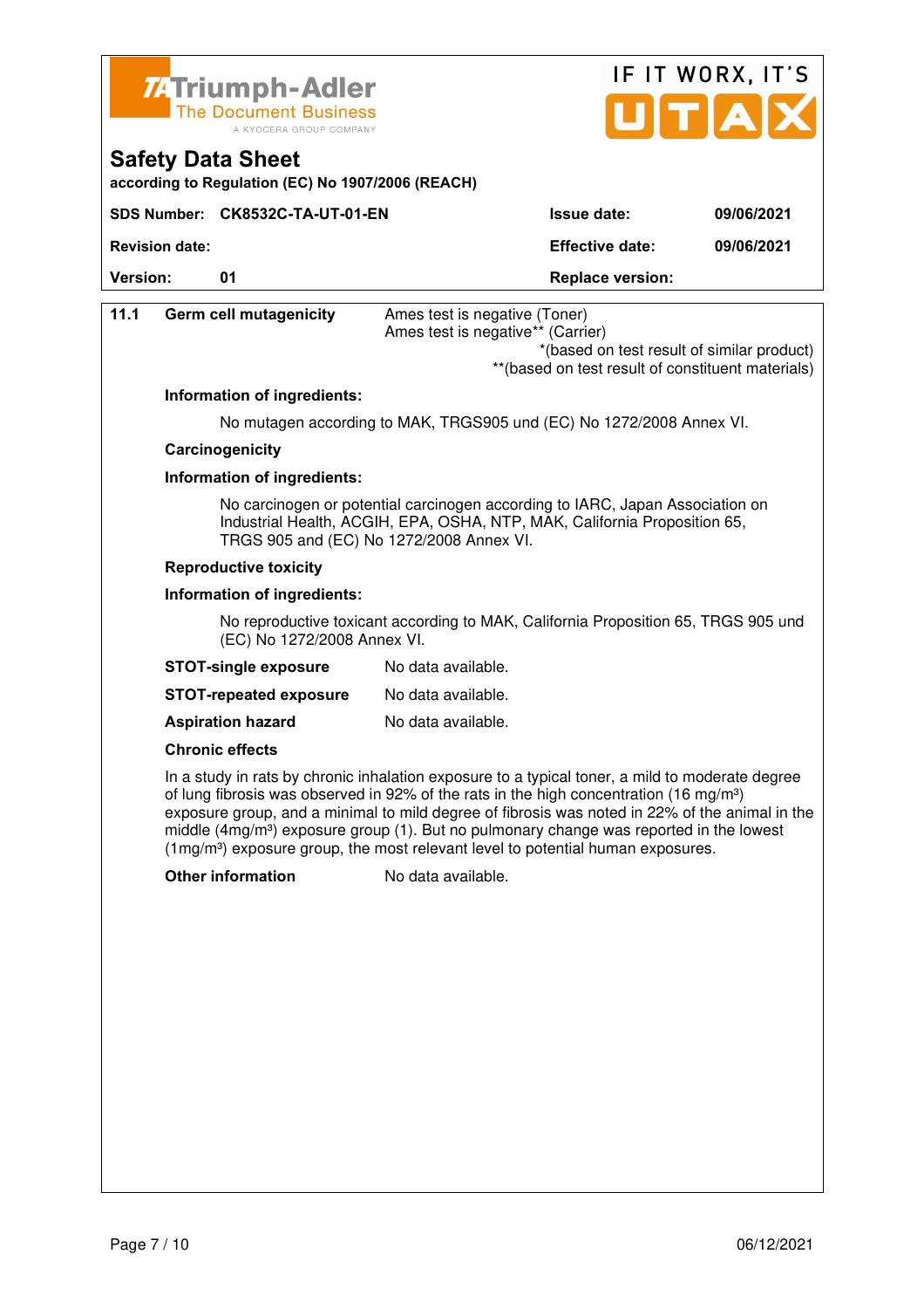# Safety Data Sheet

according to Regulation (EC) No 1907/2006 (REACH)

| SDS Number: CK8532C-TA-UT-01-EN | Issue date: | 09/06/2021 |
|---|---|---|
| Revision date: | Effective date: | 09/06/2021 |
| Version: 01 | Replace version: | |

**11.1 Germ cell mutagenicity**

Ames test is negative (Toner)
Ames test is negative** (Carrier)

*(based on test result of similar product)
**(based on test result of constituent materials)

**Information of ingredients:**

No mutagen according to MAK, TRGS905 und (EC) No 1272/2008 Annex VI.

**Carcinogenicity**

**Information of ingredients:**

No carcinogen or potential carcinogen according to IARC, Japan Association on Industrial Health, ACGIH, EPA, OSHA, NTP, MAK, California Proposition 65, TRGS 905 and (EC) No 1272/2008 Annex VI.

**Reproductive toxicity**

**Information of ingredients:**

No reproductive toxicant according to MAK, California Proposition 65, TRGS 905 und (EC) No 1272/2008 Annex VI.

**STOT-single exposure** No data available.

**STOT-repeated exposure** No data available.

**Aspiration hazard** No data available.

**Chronic effects**

In a study in rats by chronic inhalation exposure to a typical toner, a mild to moderate degree of lung fibrosis was observed in 92% of the rats in the high concentration (16 $mg/m^3$) exposure group, and a minimal to mild degree of fibrosis was noted in 22% of the animal in the middle (4$mg/m^3$) exposure group (1). But no pulmonary change was reported in the lowest (1$mg/m^3$) exposure group, the most relevant level to potential human exposures.

**Other information** No data available.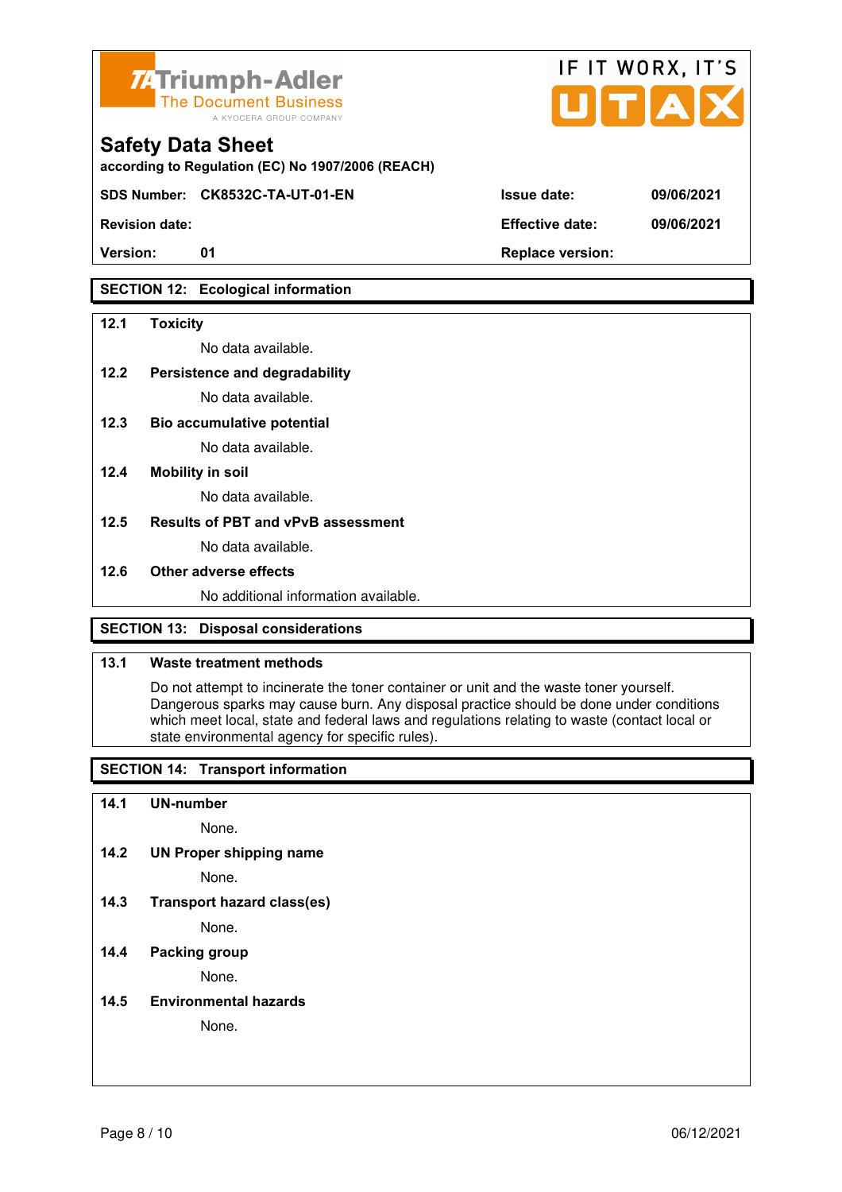## Safety Data Sheet

according to Regulation (EC) No 1907/2006 (REACH)

| SDS Number: CK8532C-TA-UT-01-EN | Issue date: | 09/06/2021 |
|---|---|---|
| Revision date: | Effective date: | 09/06/2021 |
| Version: 01 | Replace version: | |

## SECTION 12: Ecological information

**12.1 Toxicity**

No data available.

**12.2 Persistence and degradability**

No data available.

**12.3 Bio accumulative potential**

No data available.

**12.4 Mobility in soil**

No data available.

**12.5 Results of PBT and vPvB assessment**

No data available.

**12.6 Other adverse effects**

No additional information available.

## SECTION 13: Disposal considerations

**13.1 Waste treatment methods**

Do not attempt to incinerate the toner container or unit and the waste toner yourself. Dangerous sparks may cause burn. Any disposal practice should be done under conditions which meet local, state and federal laws and regulations relating to waste (contact local or state environmental agency for specific rules).

## SECTION 14: Transport information

**14.1 UN-number**

None.

**14.2 UN Proper shipping name**

None.

**14.3 Transport hazard class(es)**

None.

**14.4 Packing group**

None.

**14.5 Environmental hazards**

None.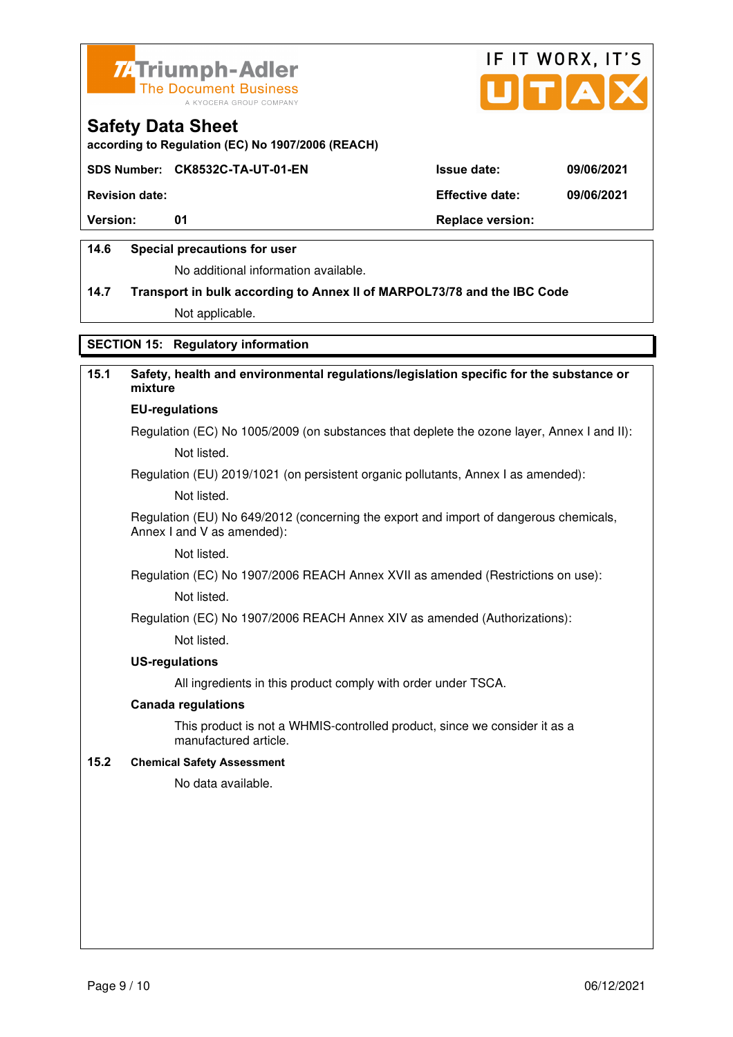# Safety Data Sheet

according to Regulation (EC) No 1907/2006 (REACH)

| SDS Number: CK8532C-TA-UT-01-EN | Issue date: | 09/06/2021 |
|---|---|---|
| Revision date: | Effective date: | 09/06/2021 |
| Version: 01 | Replace version: | |

**14.6 Special precautions for user**

No additional information available.

**14.7 Transport in bulk according to Annex II of MARPOL73/78 and the IBC Code**

Not applicable.

## SECTION 15: Regulatory information

**15.1 Safety, health and environmental regulations/legislation specific for the substance or mixture**

**EU-regulations**

Regulation (EC) No 1005/2009 (on substances that deplete the ozone layer, Annex I and II):

Not listed.

Regulation (EU) 2019/1021 (on persistent organic pollutants, Annex I as amended):

Not listed.

Regulation (EU) No 649/2012 (concerning the export and import of dangerous chemicals, Annex I and V as amended):

Not listed.

Regulation (EC) No 1907/2006 REACH Annex XVII as amended (Restrictions on use):

Not listed.

Regulation (EC) No 1907/2006 REACH Annex XIV as amended (Authorizations):

Not listed.

**US-regulations**

All ingredients in this product comply with order under TSCA.

**Canada regulations**

This product is not a WHMIS-controlled product, since we consider it as a manufactured article.

**15.2 Chemical Safety Assessment**

No data available.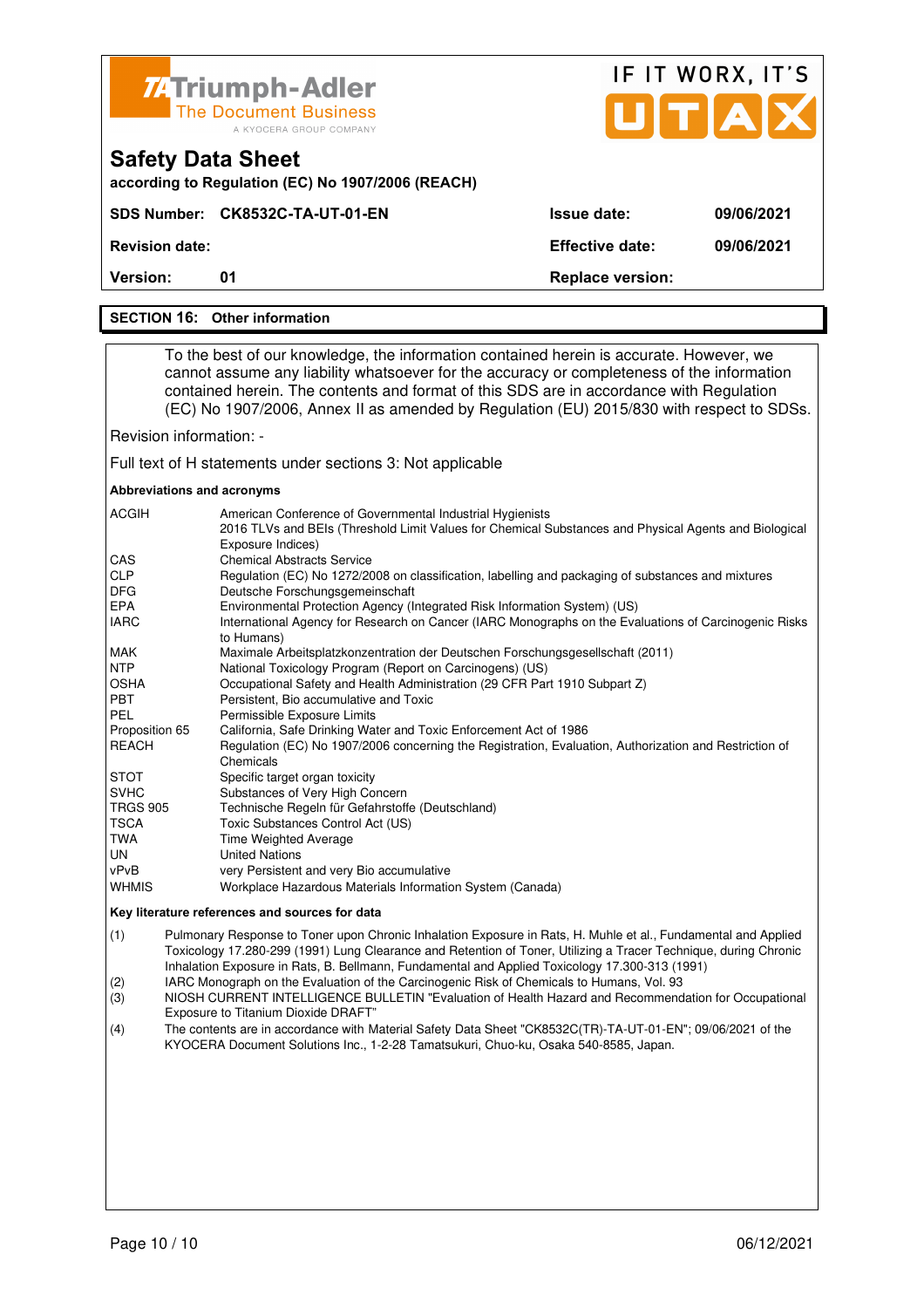# Safety Data Sheet

according to Regulation (EC) No 1907/2006 (REACH)

| SDS Number: | CK8532C-TA-UT-01-EN | Issue date: | 09/06/2021 |
|---|---|---|---|
| Revision date: | | Effective date: | 09/06/2021 |
| Version: | 01 | Replace version: | |

## SECTION 16: Other information

To the best of our knowledge, the information contained herein is accurate. However, we cannot assume any liability whatsoever for the accuracy or completeness of the information contained herein. The contents and format of this SDS are in accordance with Regulation (EC) No 1907/2006, Annex II as amended by Regulation (EU) 2015/830 with respect to SDSs.

Revision information: -

Full text of H statements under sections 3: Not applicable

**Abbreviations and acronyms**

| | |
|---|---|
| ACGIH | American Conference of Governmental Industrial Hygienists<br>2016 TLVs and BEIs (Threshold Limit Values for Chemical Substances and Physical Agents and Biological Exposure Indices) |
| CAS | Chemical Abstracts Service |
| CLP | Regulation (EC) No 1272/2008 on classification, labelling and packaging of substances and mixtures |
| DFG | Deutsche Forschungsgemeinschaft |
| EPA | Environmental Protection Agency (Integrated Risk Information System) (US) |
| IARC | International Agency for Research on Cancer (IARC Monographs on the Evaluations of Carcinogenic Risks to Humans) |
| MAK | Maximale Arbeitsplatzkonzentration der Deutschen Forschungsgesellschaft (2011) |
| NTP | National Toxicology Program (Report on Carcinogens) (US) |
| OSHA | Occupational Safety and Health Administration (29 CFR Part 1910 Subpart Z) |
| PBT | Persistent, Bio accumulative and Toxic |
| PEL | Permissible Exposure Limits |
| Proposition 65 | California, Safe Drinking Water and Toxic Enforcement Act of 1986 |
| REACH | Regulation (EC) No 1907/2006 concerning the Registration, Evaluation, Authorization and Restriction of Chemicals |
| STOT | Specific target organ toxicity |
| SVHC | Substances of Very High Concern |
| TRGS 905 | Technische Regeln für Gefahrstoffe (Deutschland) |
| TSCA | Toxic Substances Control Act (US) |
| TWA | Time Weighted Average |
| UN | United Nations |
| vPvB | very Persistent and very Bio accumulative |
| WHMIS | Workplace Hazardous Materials Information System (Canada) |

**Key literature references and sources for data**

(1) Pulmonary Response to Toner upon Chronic Inhalation Exposure in Rats, H. Muhle et al., Fundamental and Applied Toxicology 17.280-299 (1991) Lung Clearance and Retention of Toner, Utilizing a Tracer Technique, during Chronic Inhalation Exposure in Rats, B. Bellmann, Fundamental and Applied Toxicology 17.300-313 (1991)

(2) IARC Monograph on the Evaluation of the Carcinogenic Risk of Chemicals to Humans, Vol. 93

(3) NIOSH CURRENT INTELLIGENCE BULLETIN "Evaluation of Health Hazard and Recommendation for Occupational Exposure to Titanium Dioxide DRAFT"

(4) The contents are in accordance with Material Safety Data Sheet "CK8532C(TR)-TA-UT-01-EN"; 09/06/2021 of the KYOCERA Document Solutions Inc., 1-2-28 Tamatsukuri, Chuo-ku, Osaka 540-8585, Japan.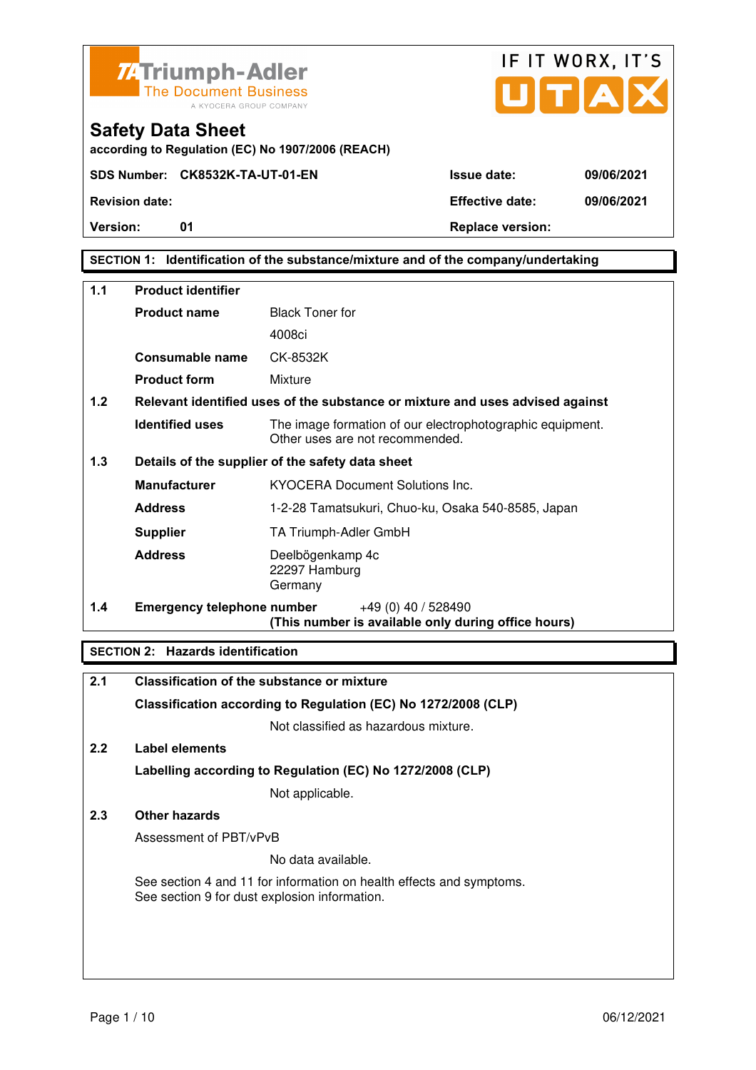Triumph-Adler
The Document Business
A KYOCERA GROUP COMPANY

IF IT WORX, IT'S UTAX

# Safety Data Sheet

**according to Regulation (EC) No 1907/2006 (REACH)**

| | | | |
|---|---|---|---|
| **SDS Number:** | **CK8532K-TA-UT-01-EN** | **Issue date:** | **09/06/2021** |
| **Revision date:** | | **Effective date:** | **09/06/2021** |
| **Version:** | **01** | **Replace version:** | |

## SECTION 1: Identification of the substance/mixture and of the company/undertaking

**1.1 Product identifier**

| | |
|---|---|
| **Product name** | Black Toner for 4008ci |
| **Consumable name** | CK-8532K |
| **Product form** | Mixture |

**1.2 Relevant identified uses of the substance or mixture and uses advised against**

| | |
|---|---|
| **Identified uses** | The image formation of our electrophotographic equipment. Other uses are not recommended. |

**1.3 Details of the supplier of the safety data sheet**

| | |
|---|---|
| **Manufacturer** | KYOCERA Document Solutions Inc. |
| **Address** | 1-2-28 Tamatsukuri, Chuo-ku, Osaka 540-8585, Japan |
| **Supplier** | TA Triumph-Adler GmbH |
| **Address** | Deelbögenkamp 4c<br>22297 Hamburg<br>Germany |

**1.4 Emergency telephone number** +49 (0) 40 / 528490
**(This number is available only during office hours)**

## SECTION 2: Hazards identification

**2.1 Classification of the substance or mixture**

**Classification according to Regulation (EC) No 1272/2008 (CLP)**

Not classified as hazardous mixture.

**2.2 Label elements**

**Labelling according to Regulation (EC) No 1272/2008 (CLP)**

Not applicable.

**2.3 Other hazards**

Assessment of PBT/vPvB

No data available.

See section 4 and 11 for information on health effects and symptoms.
See section 9 for dust explosion information.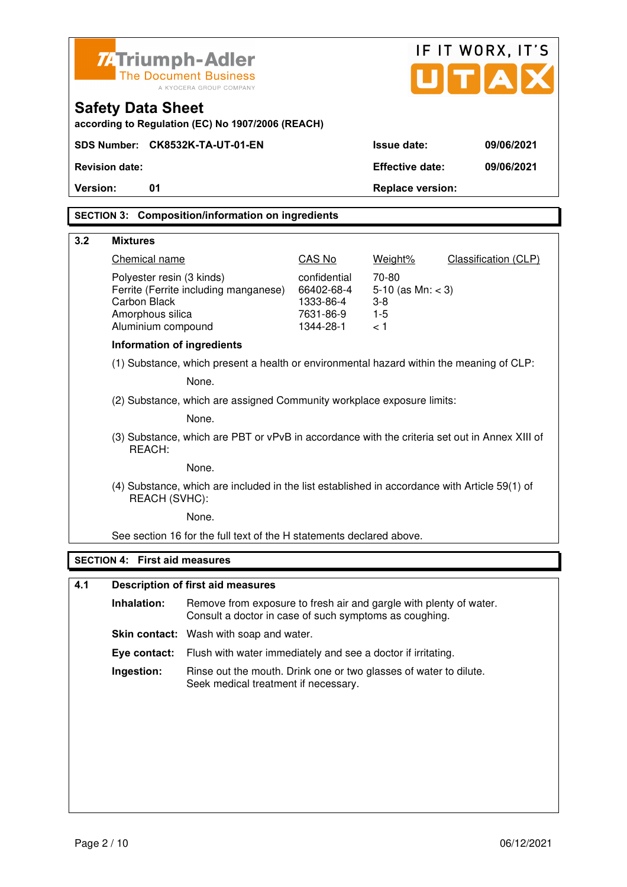Triumph-Adler
The Document Business
A KYOCERA GROUP COMPANY

IF IT WORX, IT'S UTAX

# Safety Data Sheet

according to Regulation (EC) No 1907/2006 (REACH)

| SDS Number: | CK8532K-TA-UT-01-EN | Issue date: | 09/06/2021 |
|---|---|---|---|
| Revision date: | | Effective date: | 09/06/2021 |
| Version: | 01 | Replace version: | |

## SECTION 3: Composition/information on ingredients

### 3.2 Mixtures

| Chemical name | CAS No | Weight% | Classification (CLP) |
|---|---|---|---|
| Polyester resin (3 kinds) | confidential | 70-80 | |
| Ferrite (Ferrite including manganese) | 66402-68-4 | 5-10 (as Mn: < 3) | |
| Carbon Black | 1333-86-4 | 3-8 | |
| Amorphous silica | 7631-86-9 | 1-5 | |
| Aluminium compound | 1344-28-1 | < 1 | |

**Information of ingredients**

(1) Substance, which present a health or environmental hazard within the meaning of CLP:

None.

(2) Substance, which are assigned Community workplace exposure limits:

None.

(3) Substance, which are PBT or vPvB in accordance with the criteria set out in Annex XIII of REACH:

None.

(4) Substance, which are included in the list established in accordance with Article 59(1) of REACH (SVHC):

None.

See section 16 for the full text of the H statements declared above.

## SECTION 4: First aid measures

### 4.1 Description of first aid measures

**Inhalation:** Remove from exposure to fresh air and gargle with plenty of water. Consult a doctor in case of such symptoms as coughing.

**Skin contact:** Wash with soap and water.

**Eye contact:** Flush with water immediately and see a doctor if irritating.

**Ingestion:** Rinse out the mouth. Drink one or two glasses of water to dilute. Seek medical treatment if necessary.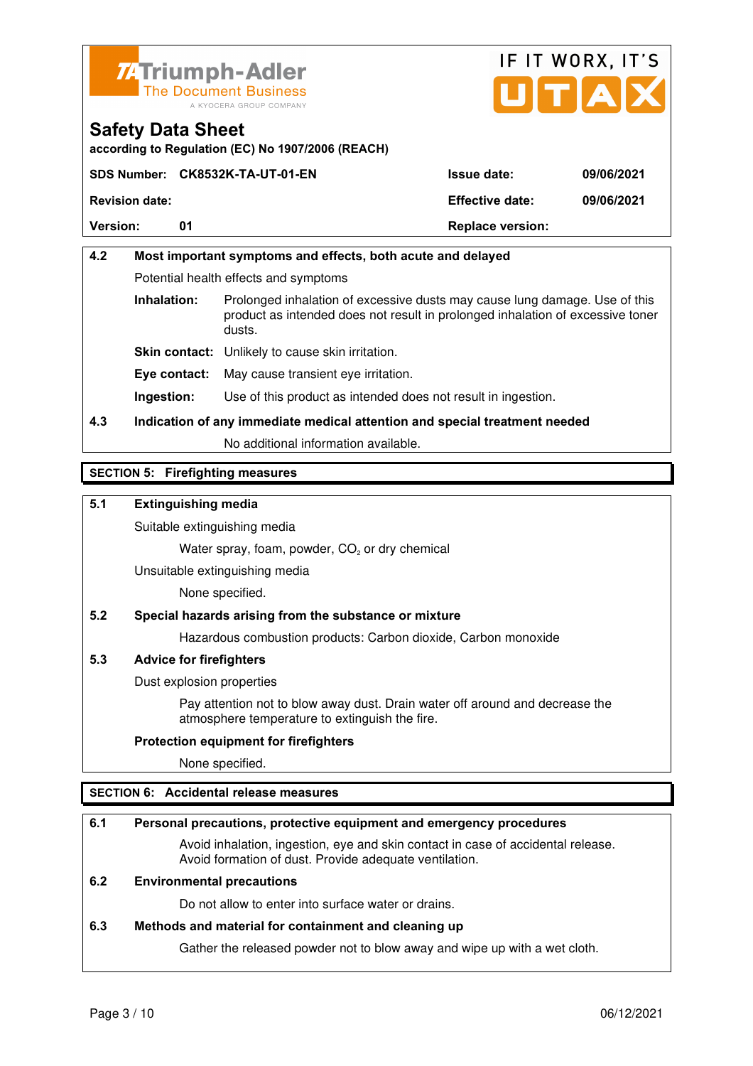**4.2 Most important symptoms and effects, both acute and delayed**

Potential health effects and symptoms

**Inhalation:** Prolonged inhalation of excessive dusts may cause lung damage. Use of this product as intended does not result in prolonged inhalation of excessive toner dusts.

**Skin contact:** Unlikely to cause skin irritation.

**Eye contact:** May cause transient eye irritation.

**Ingestion:** Use of this product as intended does not result in ingestion.

**4.3 Indication of any immediate medical attention and special treatment needed**

No additional information available.

## SECTION 5: Firefighting measures

**5.1 Extinguishing media**

Suitable extinguishing media

Water spray, foam, powder, $CO_2$ or dry chemical

Unsuitable extinguishing media

None specified.

**5.2 Special hazards arising from the substance or mixture**

Hazardous combustion products: Carbon dioxide, Carbon monoxide

**5.3 Advice for firefighters**

Dust explosion properties

Pay attention not to blow away dust. Drain water off around and decrease the atmosphere temperature to extinguish the fire.

**Protection equipment for firefighters**

None specified.

## SECTION 6: Accidental release measures

**6.1 Personal precautions, protective equipment and emergency procedures**

Avoid inhalation, ingestion, eye and skin contact in case of accidental release. Avoid formation of dust. Provide adequate ventilation.

**6.2 Environmental precautions**

Do not allow to enter into surface water or drains.

**6.3 Methods and material for containment and cleaning up**

Gather the released powder not to blow away and wipe up with a wet cloth.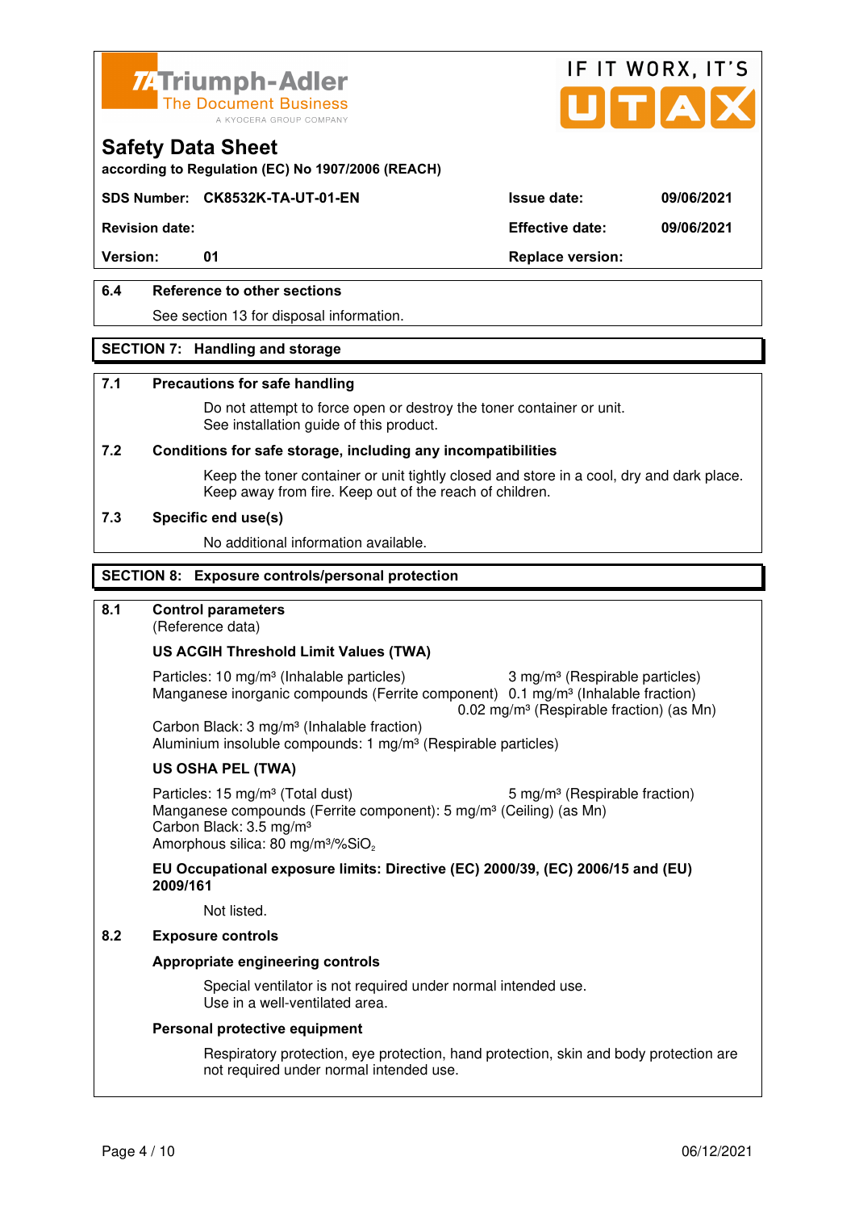## Safety Data Sheet

according to Regulation (EC) No 1907/2006 (REACH)

| SDS Number: | CK8532K-TA-UT-01-EN | Issue date: | 09/06/2021 |
|---|---|---|---|
| Revision date: | | Effective date: | 09/06/2021 |
| Version: | 01 | Replace version: | |

**6.4 Reference to other sections**

See section 13 for disposal information.

### SECTION 7: Handling and storage

**7.1 Precautions for safe handling**

Do not attempt to force open or destroy the toner container or unit.
See installation guide of this product.

**7.2 Conditions for safe storage, including any incompatibilities**

Keep the toner container or unit tightly closed and store in a cool, dry and dark place.
Keep away from fire. Keep out of the reach of children.

**7.3 Specific end use(s)**

No additional information available.

### SECTION 8: Exposure controls/personal protection

**8.1 Control parameters**
(Reference data)

**US ACGIH Threshold Limit Values (TWA)**

Particles: 10 mg/m³ (Inhalable particles) 3 mg/m³ (Respirable particles)
Manganese inorganic compounds (Ferrite component) 0.1 mg/m³ (Inhalable fraction)
0.02 mg/m³ (Respirable fraction) (as Mn)
Carbon Black: 3 mg/m³ (Inhalable fraction)
Aluminium insoluble compounds: 1 mg/m³ (Respirable particles)

**US OSHA PEL (TWA)**

Particles: 15 mg/m³ (Total dust) 5 mg/m³ (Respirable fraction)
Manganese compounds (Ferrite component): 5 mg/m³ (Ceiling) (as Mn)
Carbon Black: 3.5 mg/m³
Amorphous silica: 80 mg/m³/%$SiO_2$

**EU Occupational exposure limits: Directive (EC) 2000/39, (EC) 2006/15 and (EU) 2009/161**

Not listed.

**8.2 Exposure controls**

**Appropriate engineering controls**

Special ventilator is not required under normal intended use.
Use in a well-ventilated area.

**Personal protective equipment**

Respiratory protection, eye protection, hand protection, skin and body protection are not required under normal intended use.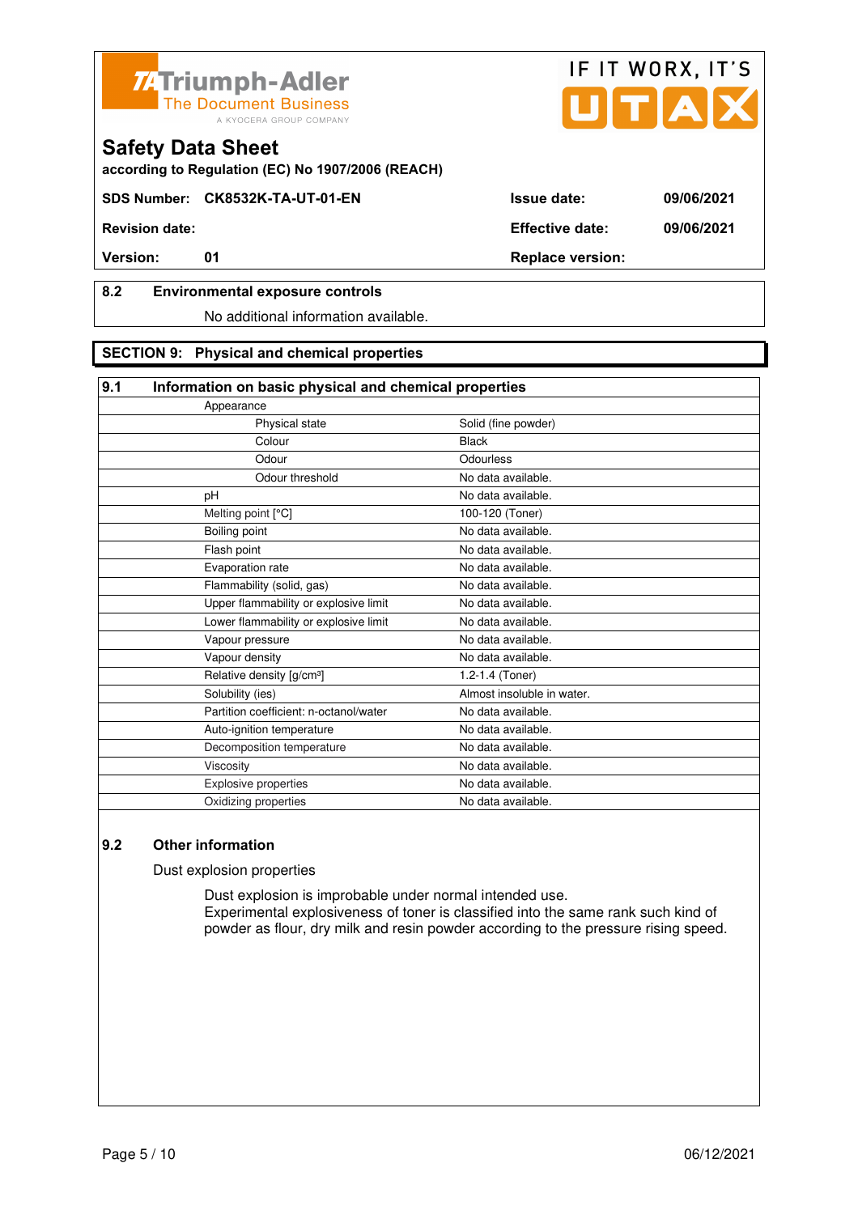## 8.2 Environmental exposure controls

No additional information available.

# SECTION 9: Physical and chemical properties

## 9.1 Information on basic physical and chemical properties

| Property | Value |
|---|---|
| Appearance | |
| Physical state | Solid (fine powder) |
| Colour | Black |
| Odour | Odourless |
| Odour threshold | No data available. |
| pH | No data available. |
| Melting point [°C] | 100-120 (Toner) |
| Boiling point | No data available. |
| Flash point | No data available. |
| Evaporation rate | No data available. |
| Flammability (solid, gas) | No data available. |
| Upper flammability or explosive limit | No data available. |
| Lower flammability or explosive limit | No data available. |
| Vapour pressure | No data available. |
| Vapour density | No data available. |
| Relative density [g/cm³] | 1.2-1.4 (Toner) |
| Solubility (ies) | Almost insoluble in water. |
| Partition coefficient: n-octanol/water | No data available. |
| Auto-ignition temperature | No data available. |
| Decomposition temperature | No data available. |
| Viscosity | No data available. |
| Explosive properties | No data available. |
| Oxidizing properties | No data available. |

## 9.2 Other information

Dust explosion properties

Dust explosion is improbable under normal intended use.
Experimental explosiveness of toner is classified into the same rank such kind of powder as flour, dry milk and resin powder according to the pressure rising speed.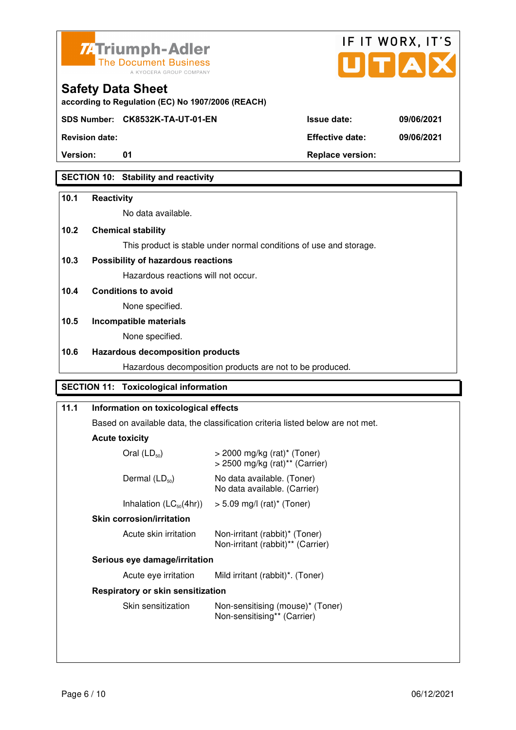# Safety Data Sheet

according to Regulation (EC) No 1907/2006 (REACH)

| SDS Number: CK8532K-TA-UT-01-EN | Issue date: | 09/06/2021 |
|---|---|---|
| Revision date: | Effective date: | 09/06/2021 |
| Version: 01 | Replace version: | |

## SECTION 10: Stability and reactivity

**10.1 Reactivity**

No data available.

**10.2 Chemical stability**

This product is stable under normal conditions of use and storage.

**10.3 Possibility of hazardous reactions**

Hazardous reactions will not occur.

**10.4 Conditions to avoid**

None specified.

**10.5 Incompatible materials**

None specified.

**10.6 Hazardous decomposition products**

Hazardous decomposition products are not to be produced.

## SECTION 11: Toxicological information

**11.1 Information on toxicological effects**

Based on available data, the classification criteria listed below are not met.

**Acute toxicity**

| | |
|---|---|
| Oral ($LD_{50}$) | > 2000 mg/kg (rat)* (Toner)<br>> 2500 mg/kg (rat)** (Carrier) |
| Dermal ($LD_{50}$) | No data available. (Toner)<br>No data available. (Carrier) |
| Inhalation ($LC_{50}$(4hr)) | > 5.09 mg/l (rat)* (Toner) |

**Skin corrosion/irritation**

| | |
|---|---|
| Acute skin irritation | Non-irritant (rabbit)* (Toner)<br>Non-irritant (rabbit)** (Carrier) |

**Serious eye damage/irritation**

| | |
|---|---|
| Acute eye irritation | Mild irritant (rabbit)*. (Toner) |

**Respiratory or skin sensitization**

| | |
|---|---|
| Skin sensitization | Non-sensitising (mouse)* (Toner)<br>Non-sensitising** (Carrier) |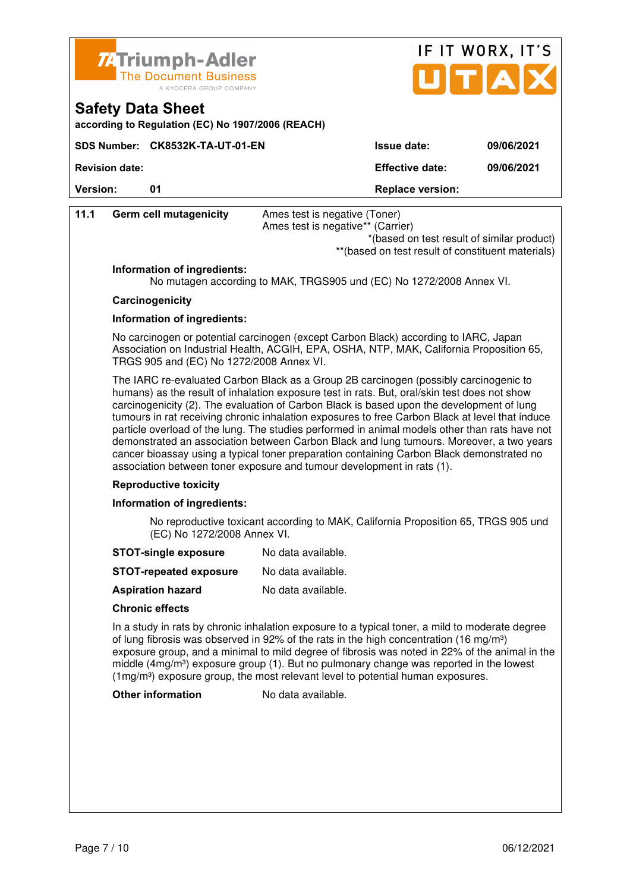**11.1 Germ cell mutagenicity**

Ames test is negative (Toner)
Ames test is negative** (Carrier)

*(based on test result of similar product)
**(based on test result of constituent materials)

**Information of ingredients:**

No mutagen according to MAK, TRGS905 und (EC) No 1272/2008 Annex VI.

**Carcinogenicity**

**Information of ingredients:**

No carcinogen or potential carcinogen (except Carbon Black) according to IARC, Japan Association on Industrial Health, ACGIH, EPA, OSHA, NTP, MAK, California Proposition 65, TRGS 905 and (EC) No 1272/2008 Annex VI.

The IARC re-evaluated Carbon Black as a Group 2B carcinogen (possibly carcinogenic to humans) as the result of inhalation exposure test in rats. But, oral/skin test does not show carcinogenicity (2). The evaluation of Carbon Black is based upon the development of lung tumours in rat receiving chronic inhalation exposures to free Carbon Black at level that induce particle overload of the lung. The studies performed in animal models other than rats have not demonstrated an association between Carbon Black and lung tumours. Moreover, a two years cancer bioassay using a typical toner preparation containing Carbon Black demonstrated no association between toner exposure and tumour development in rats (1).

**Reproductive toxicity**

**Information of ingredients:**

No reproductive toxicant according to MAK, California Proposition 65, TRGS 905 und (EC) No 1272/2008 Annex VI.

**STOT-single exposure** No data available.

**STOT-repeated exposure** No data available.

**Aspiration hazard** No data available.

**Chronic effects**

In a study in rats by chronic inhalation exposure to a typical toner, a mild to moderate degree of lung fibrosis was observed in 92% of the rats in the high concentration (16 mg/m$^3$) exposure group, and a minimal to mild degree of fibrosis was noted in 22% of the animal in the middle (4mg/m$^3$) exposure group (1). But no pulmonary change was reported in the lowest (1mg/m$^3$) exposure group, the most relevant level to potential human exposures.

**Other information** No data available.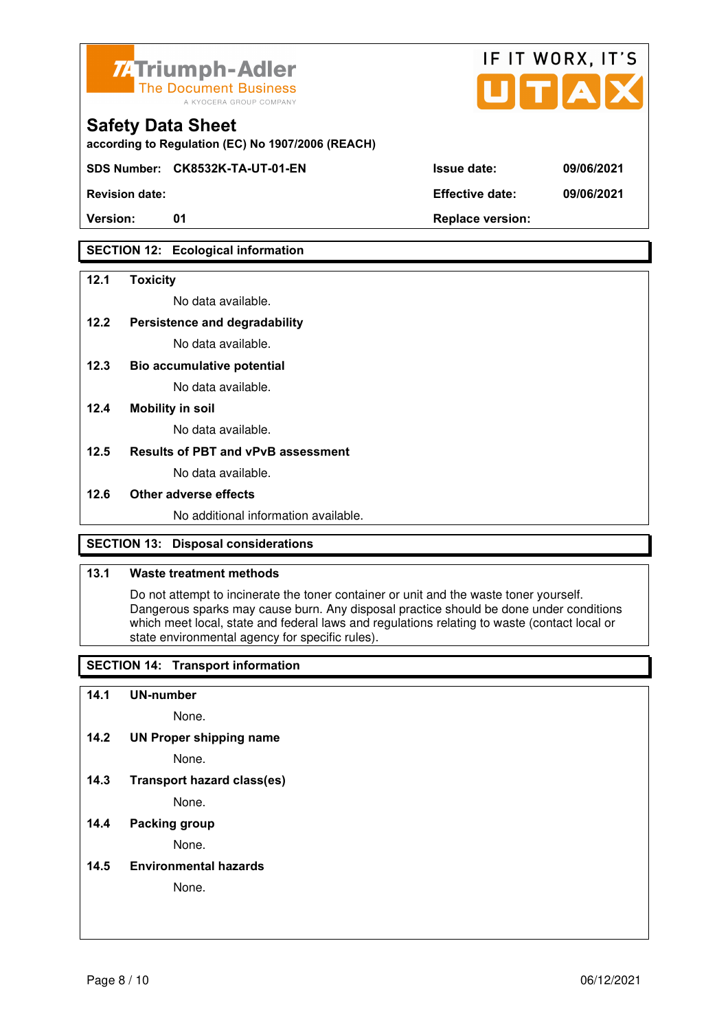| SDS Number: | CK8532K-TA-UT-01-EN | Issue date: | 09/06/2021 |
|---|---|---|---|
| Revision date: | | Effective date: | 09/06/2021 |
| Version: | 01 | Replace version: | |

## SECTION 12: Ecological information

**12.1 Toxicity**

No data available.

**12.2 Persistence and degradability**

No data available.

**12.3 Bio accumulative potential**

No data available.

**12.4 Mobility in soil**

No data available.

**12.5 Results of PBT and vPvB assessment**

No data available.

**12.6 Other adverse effects**

No additional information available.

## SECTION 13: Disposal considerations

**13.1 Waste treatment methods**

Do not attempt to incinerate the toner container or unit and the waste toner yourself. Dangerous sparks may cause burn. Any disposal practice should be done under conditions which meet local, state and federal laws and regulations relating to waste (contact local or state environmental agency for specific rules).

## SECTION 14: Transport information

**14.1 UN-number**

None.

**14.2 UN Proper shipping name**

None.

**14.3 Transport hazard class(es)**

None.

**14.4 Packing group**

None.

**14.5 Environmental hazards**

None.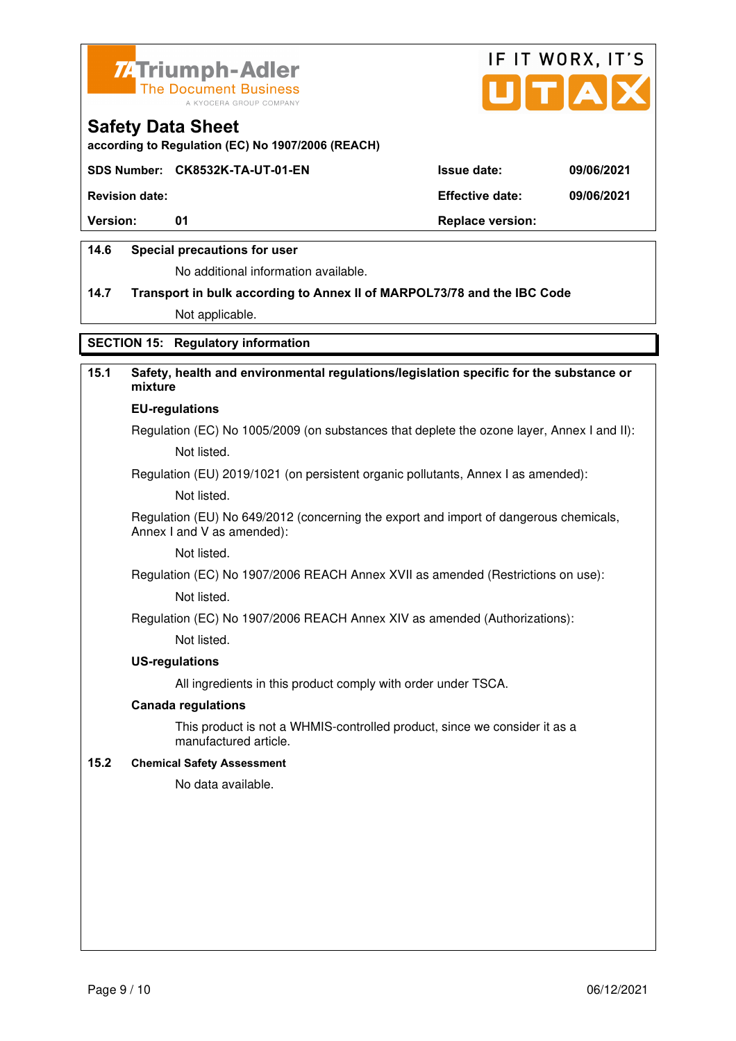**Safety Data Sheet**

**according to Regulation (EC) No 1907/2006 (REACH)**

| **SDS Number:** | **CK8532K-TA-UT-01-EN** | **Issue date:** | **09/06/2021** |
|---|---|---|---|
| **Revision date:** | | **Effective date:** | **09/06/2021** |
| **Version:** | **01** | **Replace version:** | |

**14.6 Special precautions for user**

No additional information available.

**14.7 Transport in bulk according to Annex II of MARPOL73/78 and the IBC Code**

Not applicable.

## SECTION 15: Regulatory information

**15.1 Safety, health and environmental regulations/legislation specific for the substance or mixture**

**EU-regulations**

Regulation (EC) No 1005/2009 (on substances that deplete the ozone layer, Annex I and II):

Not listed.

Regulation (EU) 2019/1021 (on persistent organic pollutants, Annex I as amended):

Not listed.

Regulation (EU) No 649/2012 (concerning the export and import of dangerous chemicals, Annex I and V as amended):

Not listed.

Regulation (EC) No 1907/2006 REACH Annex XVII as amended (Restrictions on use):

Not listed.

Regulation (EC) No 1907/2006 REACH Annex XIV as amended (Authorizations):

Not listed.

**US-regulations**

All ingredients in this product comply with order under TSCA.

**Canada regulations**

This product is not a WHMIS-controlled product, since we consider it as a manufactured article.

**15.2 Chemical Safety Assessment**

No data available.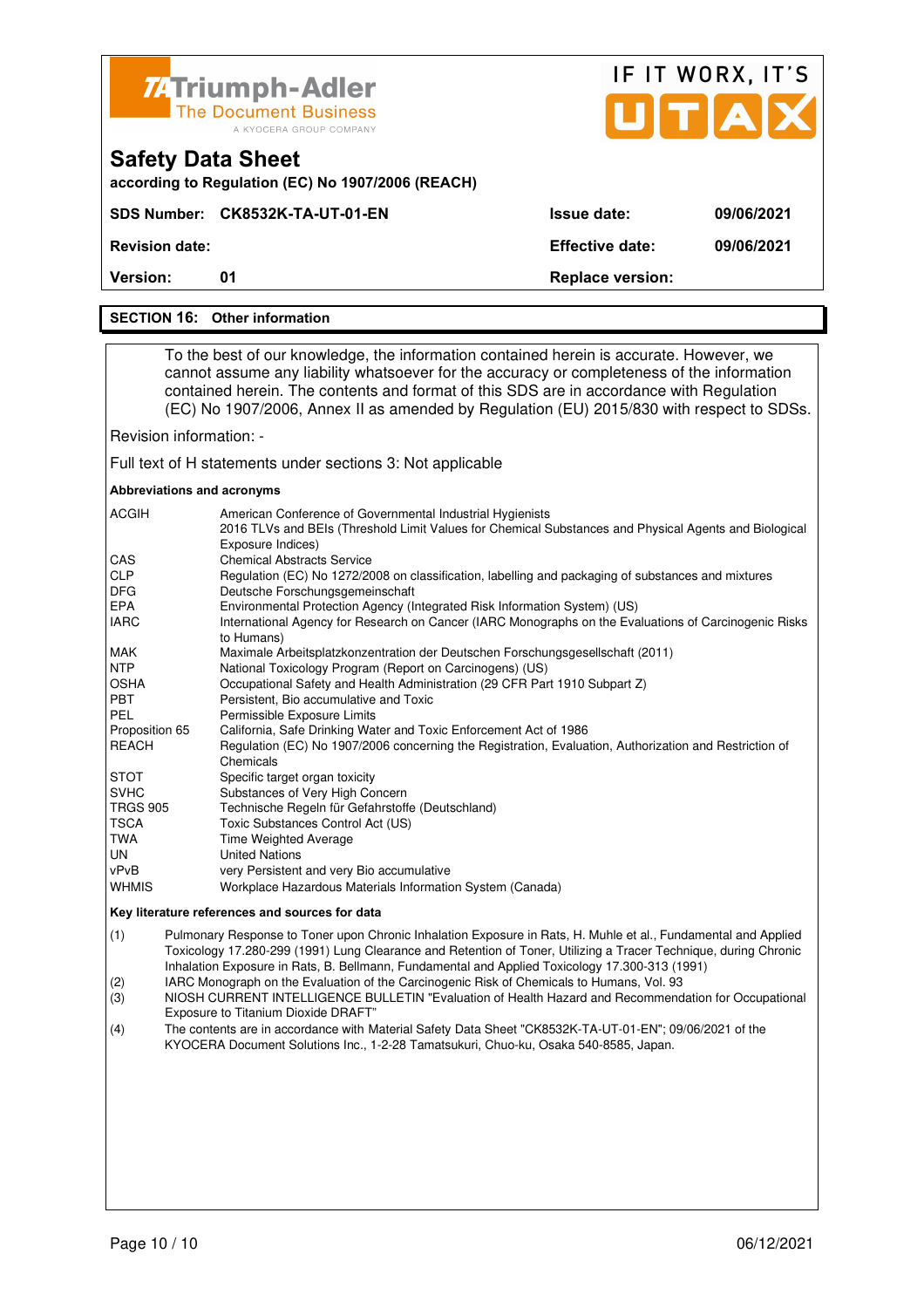## SECTION 16: Other information

To the best of our knowledge, the information contained herein is accurate. However, we cannot assume any liability whatsoever for the accuracy or completeness of the information contained herein. The contents and format of this SDS are in accordance with Regulation (EC) No 1907/2006, Annex II as amended by Regulation (EU) 2015/830 with respect to SDSs.

Revision information: -

Full text of H statements under sections 3: Not applicable

**Abbreviations and acronyms**

| | |
|---|---|
| ACGIH | American Conference of Governmental Industrial Hygienists 2016 TLVs and BEIs (Threshold Limit Values for Chemical Substances and Physical Agents and Biological Exposure Indices) |
| CAS | Chemical Abstracts Service |
| CLP | Regulation (EC) No 1272/2008 on classification, labelling and packaging of substances and mixtures |
| DFG | Deutsche Forschungsgemeinschaft |
| EPA | Environmental Protection Agency (Integrated Risk Information System) (US) |
| IARC | International Agency for Research on Cancer (IARC Monographs on the Evaluations of Carcinogenic Risks to Humans) |
| MAK | Maximale Arbeitsplatzkonzentration der Deutschen Forschungsgesellschaft (2011) |
| NTP | National Toxicology Program (Report on Carcinogens) (US) |
| OSHA | Occupational Safety and Health Administration (29 CFR Part 1910 Subpart Z) |
| PBT | Persistent, Bio accumulative and Toxic |
| PEL | Permissible Exposure Limits |
| Proposition 65 | California, Safe Drinking Water and Toxic Enforcement Act of 1986 |
| REACH | Regulation (EC) No 1907/2006 concerning the Registration, Evaluation, Authorization and Restriction of Chemicals |
| STOT | Specific target organ toxicity |
| SVHC | Substances of Very High Concern |
| TRGS 905 | Technische Regeln für Gefahrstoffe (Deutschland) |
| TSCA | Toxic Substances Control Act (US) |
| TWA | Time Weighted Average |
| UN | United Nations |
| vPvB | very Persistent and very Bio accumulative |
| WHMIS | Workplace Hazardous Materials Information System (Canada) |

**Key literature references and sources for data**

(1) Pulmonary Response to Toner upon Chronic Inhalation Exposure in Rats, H. Muhle et al., Fundamental and Applied Toxicology 17.280-299 (1991) Lung Clearance and Retention of Toner, Utilizing a Tracer Technique, during Chronic Inhalation Exposure in Rats, B. Bellmann, Fundamental and Applied Toxicology 17.300-313 (1991)

(2) IARC Monograph on the Evaluation of the Carcinogenic Risk of Chemicals to Humans, Vol. 93

(3) NIOSH CURRENT INTELLIGENCE BULLETIN "Evaluation of Health Hazard and Recommendation for Occupational Exposure to Titanium Dioxide DRAFT"

(4) The contents are in accordance with Material Safety Data Sheet "CK8532K-TA-UT-01-EN"; 09/06/2021 of the KYOCERA Document Solutions Inc., 1-2-28 Tamatsukuri, Chuo-ku, Osaka 540-8585, Japan.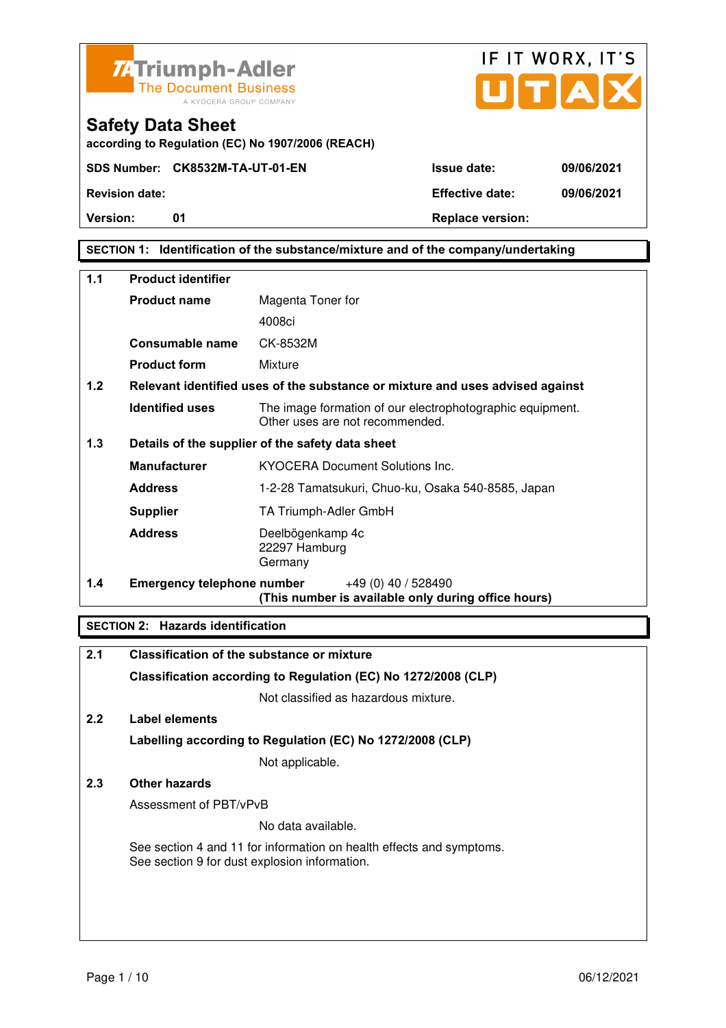TA Triumph-Adler
The Document Business
A KYOCERA GROUP COMPANY

IF IT WORX, IT'S UTAX

# Safety Data Sheet

**according to Regulation (EC) No 1907/2006 (REACH)**

| **SDS Number:** | **CK8532M-TA-UT-01-EN** | **Issue date:** | **09/06/2021** |
|---|---|---|---|
| **Revision date:** | | **Effective date:** | **09/06/2021** |
| **Version:** | **01** | **Replace version:** | |

## SECTION 1: Identification of the substance/mixture and of the company/undertaking

### 1.1 Product identifier

**Product name** Magenta Toner for 4008ci

**Consumable name** CK-8532M

**Product form** Mixture

### 1.2 Relevant identified uses of the substance or mixture and uses advised against

**Identified uses** The image formation of our electrophotographic equipment. Other uses are not recommended.

### 1.3 Details of the supplier of the safety data sheet

**Manufacturer** KYOCERA Document Solutions Inc.

**Address** 1-2-28 Tamatsukuri, Chuo-ku, Osaka 540-8585, Japan

**Supplier** TA Triumph-Adler GmbH

**Address** Deelbögenkamp 4c
22297 Hamburg
Germany

### 1.4 Emergency telephone number

+49 (0) 40 / 528490
**(This number is available only during office hours)**

## SECTION 2: Hazards identification

### 2.1 Classification of the substance or mixture

**Classification according to Regulation (EC) No 1272/2008 (CLP)**

Not classified as hazardous mixture.

### 2.2 Label elements

**Labelling according to Regulation (EC) No 1272/2008 (CLP)**

Not applicable.

### 2.3 Other hazards

Assessment of PBT/vPvB

No data available.

See section 4 and 11 for information on health effects and symptoms.
See section 9 for dust explosion information.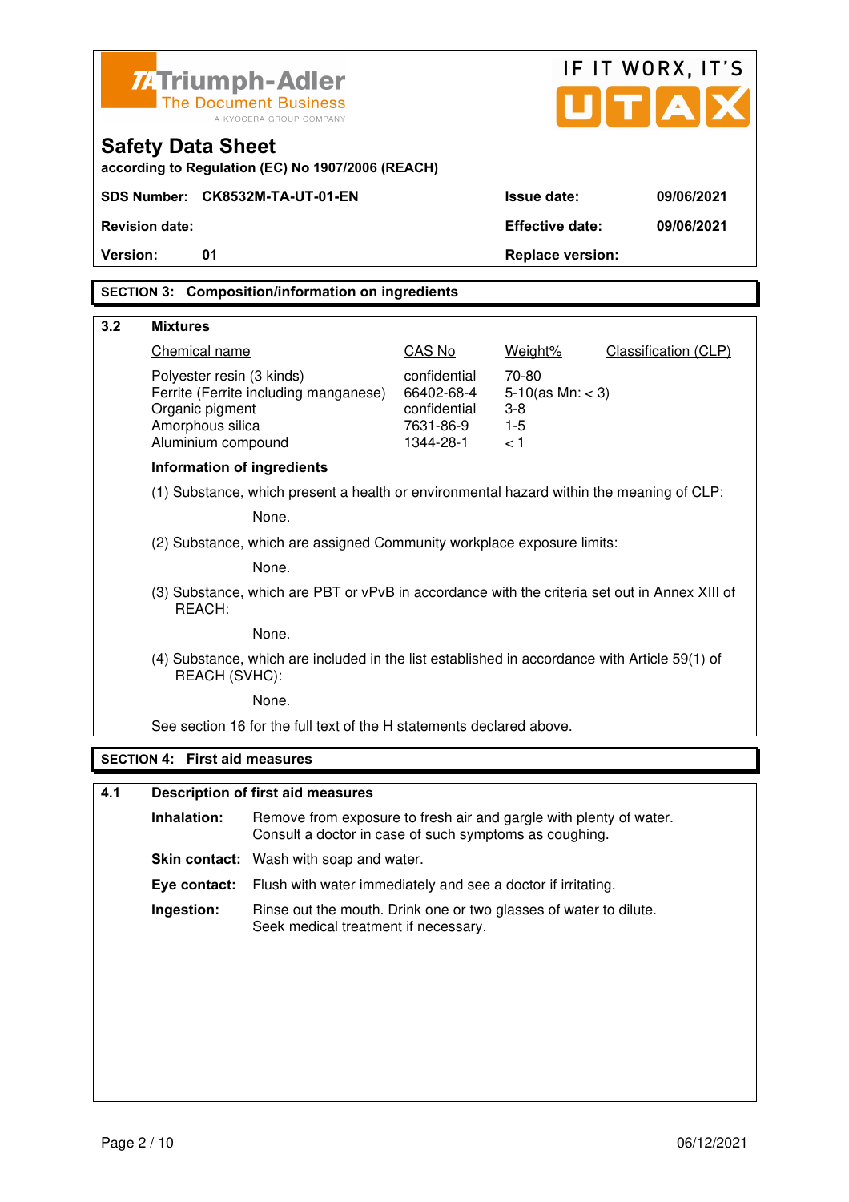Triumph-Adler
The Document Business
A KYOCERA GROUP COMPANY

IF IT WORX, IT'S UTAX

# Safety Data Sheet

**according to Regulation (EC) No 1907/2006 (REACH)**

| | | | |
|---|---|---|---|
| **SDS Number:** | **CK8532M-TA-UT-01-EN** | **Issue date:** | **09/06/2021** |
| **Revision date:** | | **Effective date:** | **09/06/2021** |
| **Version:** | **01** | **Replace version:** | |

## SECTION 3: Composition/information on ingredients

### 3.2 Mixtures

| Chemical name | CAS No | Weight% | Classification (CLP) |
|---|---|---|---|
| Polyester resin (3 kinds) | confidential | 70-80 | |
| Ferrite (Ferrite including manganese) | 66402-68-4 | 5-10(as Mn: < 3) | |
| Organic pigment | confidential | 3-8 | |
| Amorphous silica | 7631-86-9 | 1-5 | |
| Aluminium compound | 1344-28-1 | < 1 | |

**Information of ingredients**

(1) Substance, which present a health or environmental hazard within the meaning of CLP:

None.

(2) Substance, which are assigned Community workplace exposure limits:

None.

(3) Substance, which are PBT or vPvB in accordance with the criteria set out in Annex XIII of REACH:

None.

(4) Substance, which are included in the list established in accordance with Article 59(1) of REACH (SVHC):

None.

See section 16 for the full text of the H statements declared above.

## SECTION 4: First aid measures

### 4.1 Description of first aid measures

**Inhalation:** Remove from exposure to fresh air and gargle with plenty of water. Consult a doctor in case of such symptoms as coughing.

**Skin contact:** Wash with soap and water.

**Eye contact:** Flush with water immediately and see a doctor if irritating.

**Ingestion:** Rinse out the mouth. Drink one or two glasses of water to dilute. Seek medical treatment if necessary.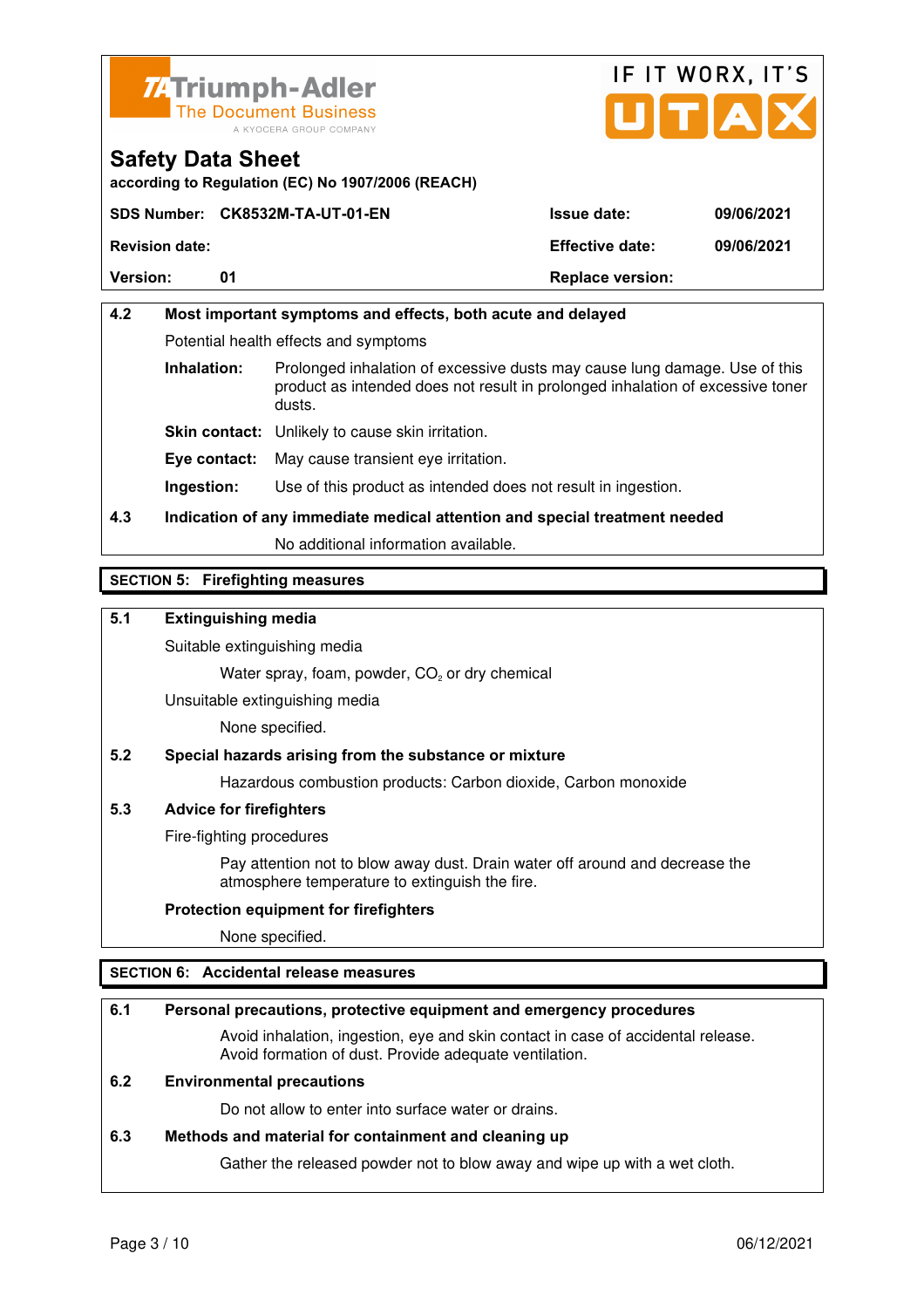### 4.2 Most important symptoms and effects, both acute and delayed

Potential health effects and symptoms

**Inhalation:** Prolonged inhalation of excessive dusts may cause lung damage. Use of this product as intended does not result in prolonged inhalation of excessive toner dusts.

**Skin contact:** Unlikely to cause skin irritation.

**Eye contact:** May cause transient eye irritation.

**Ingestion:** Use of this product as intended does not result in ingestion.

### 4.3 Indication of any immediate medical attention and special treatment needed

No additional information available.

## SECTION 5: Firefighting measures

### 5.1 Extinguishing media

Suitable extinguishing media

Water spray, foam, powder, $CO_2$ or dry chemical

Unsuitable extinguishing media

None specified.

### 5.2 Special hazards arising from the substance or mixture

Hazardous combustion products: Carbon dioxide, Carbon monoxide

### 5.3 Advice for firefighters

Fire-fighting procedures

Pay attention not to blow away dust. Drain water off around and decrease the atmosphere temperature to extinguish the fire.

**Protection equipment for firefighters**

None specified.

## SECTION 6: Accidental release measures

### 6.1 Personal precautions, protective equipment and emergency procedures

Avoid inhalation, ingestion, eye and skin contact in case of accidental release. Avoid formation of dust. Provide adequate ventilation.

### 6.2 Environmental precautions

Do not allow to enter into surface water or drains.

### 6.3 Methods and material for containment and cleaning up

Gather the released powder not to blow away and wipe up with a wet cloth.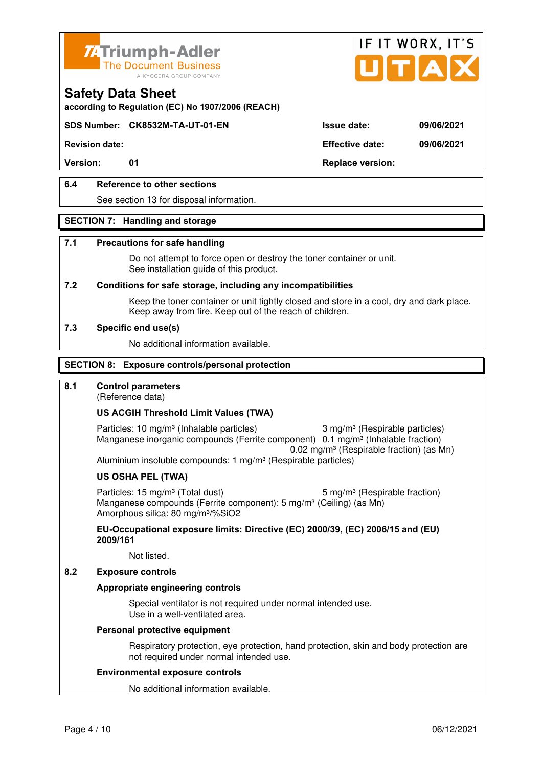## Safety Data Sheet

according to Regulation (EC) No 1907/2006 (REACH)

| SDS Number: | CK8532M-TA-UT-01-EN | Issue date: | 09/06/2021 |
| --- | --- | --- | --- |
| Revision date: | | Effective date: | 09/06/2021 |
| Version: | 01 | Replace version: | |

### 6.4 Reference to other sections

See section 13 for disposal information.

## SECTION 7: Handling and storage

### 7.1 Precautions for safe handling

Do not attempt to force open or destroy the toner container or unit.
See installation guide of this product.

### 7.2 Conditions for safe storage, including any incompatibilities

Keep the toner container or unit tightly closed and store in a cool, dry and dark place.
Keep away from fire. Keep out of the reach of children.

### 7.3 Specific end use(s)

No additional information available.

## SECTION 8: Exposure controls/personal protection

### 8.1 Control parameters

(Reference data)

**US ACGIH Threshold Limit Values (TWA)**

Particles: 10 mg/m³ (Inhalable particles) 3 mg/m³ (Respirable particles)
Manganese inorganic compounds (Ferrite component) 0.1 mg/m³ (Inhalable fraction)
0.02 mg/m³ (Respirable fraction) (as Mn)
Aluminium insoluble compounds: 1 mg/m³ (Respirable particles)

**US OSHA PEL (TWA)**

Particles: 15 mg/m³ (Total dust) 5 mg/m³ (Respirable fraction)
Manganese compounds (Ferrite component): 5 mg/m³ (Ceiling) (as Mn)
Amorphous silica: 80 mg/m³/%SiO2

**EU-Occupational exposure limits: Directive (EC) 2000/39, (EC) 2006/15 and (EU) 2009/161**

Not listed.

### 8.2 Exposure controls

**Appropriate engineering controls**

Special ventilator is not required under normal intended use.
Use in a well-ventilated area.

**Personal protective equipment**

Respiratory protection, eye protection, hand protection, skin and body protection are not required under normal intended use.

**Environmental exposure controls**

No additional information available.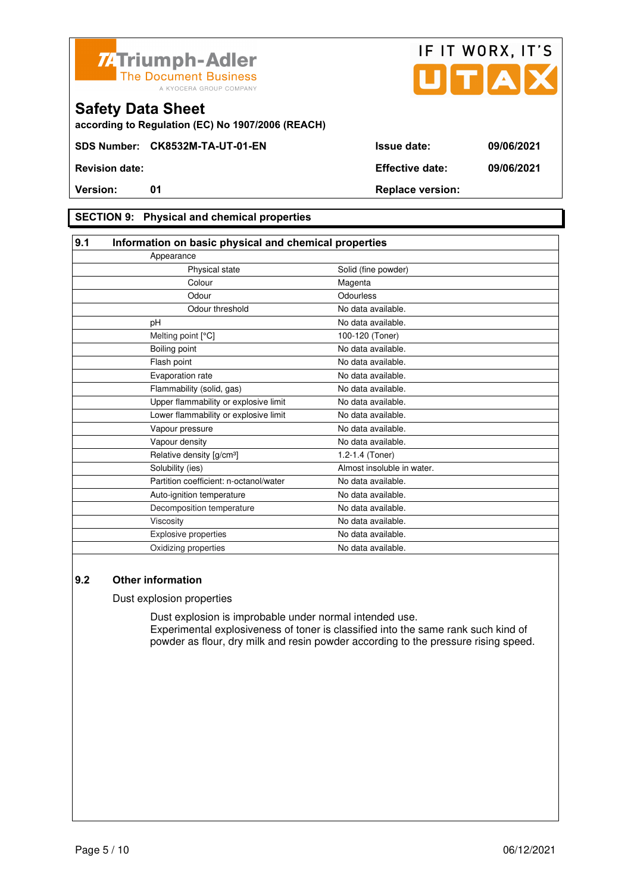# Safety Data Sheet

according to Regulation (EC) No 1907/2006 (REACH)

| SDS Number: | CK8532M-TA-UT-01-EN | Issue date: | 09/06/2021 |
|---|---|---|---|
| Revision date: | | Effective date: | 09/06/2021 |
| Version: | 01 | Replace version: | |

## SECTION 9: Physical and chemical properties

### 9.1 Information on basic physical and chemical properties

| Property | Value |
|---|---|
| Appearance | |
| Physical state | Solid (fine powder) |
| Colour | Magenta |
| Odour | Odourless |
| Odour threshold | No data available. |
| pH | No data available. |
| Melting point [°C] | 100-120 (Toner) |
| Boiling point | No data available. |
| Flash point | No data available. |
| Evaporation rate | No data available. |
| Flammability (solid, gas) | No data available. |
| Upper flammability or explosive limit | No data available. |
| Lower flammability or explosive limit | No data available. |
| Vapour pressure | No data available. |
| Vapour density | No data available. |
| Relative density [g/cm³] | 1.2-1.4 (Toner) |
| Solubility (ies) | Almost insoluble in water. |
| Partition coefficient: n-octanol/water | No data available. |
| Auto-ignition temperature | No data available. |
| Decomposition temperature | No data available. |
| Viscosity | No data available. |
| Explosive properties | No data available. |
| Oxidizing properties | No data available. |

### 9.2 Other information

Dust explosion properties

Dust explosion is improbable under normal intended use.
Experimental explosiveness of toner is classified into the same rank such kind of powder as flour, dry milk and resin powder according to the pressure rising speed.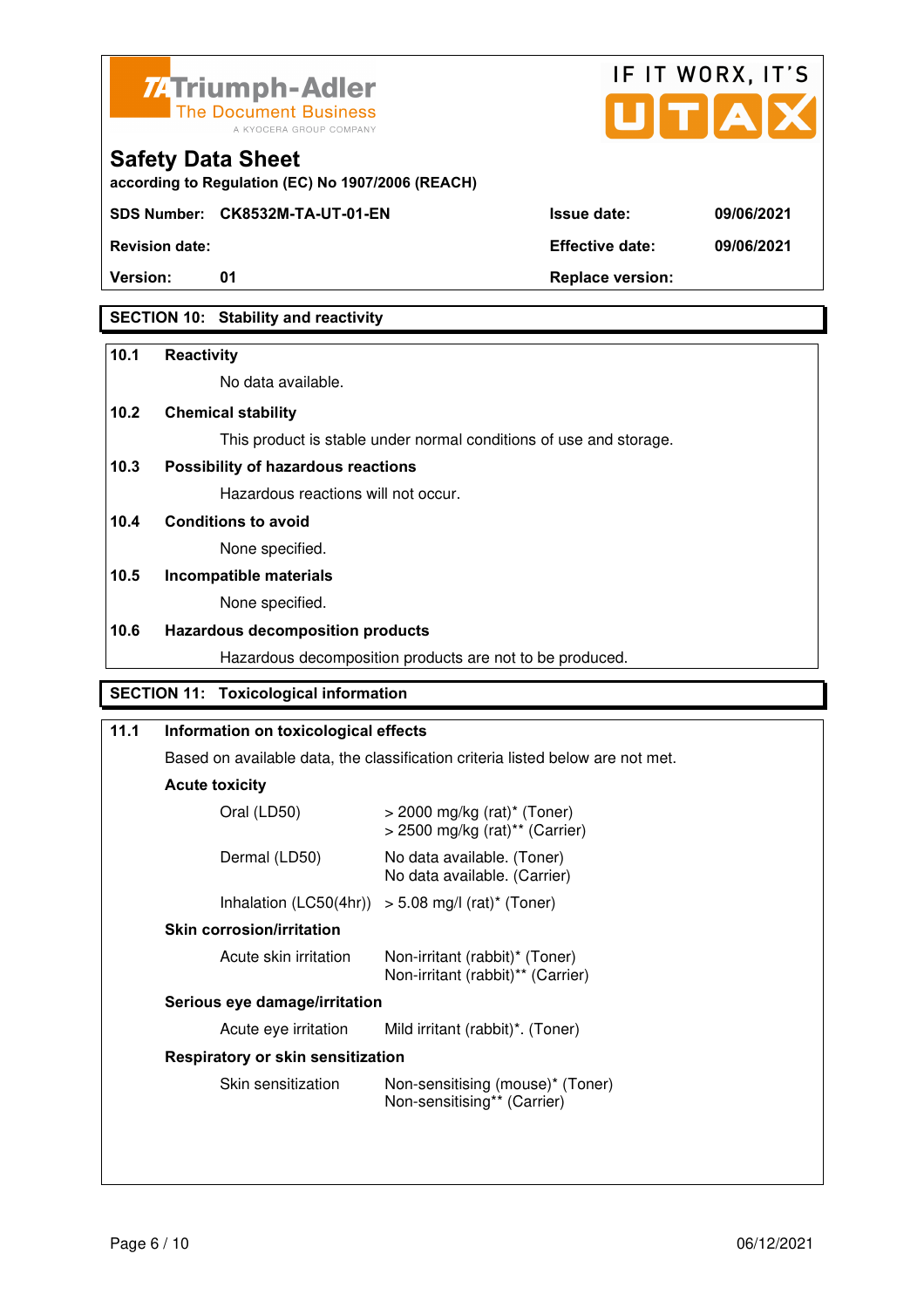# Safety Data Sheet

according to Regulation (EC) No 1907/2006 (REACH)

| SDS Number: | CK8532M-TA-UT-01-EN | Issue date: | 09/06/2021 |
|---|---|---|---|
| Revision date: | | Effective date: | 09/06/2021 |
| Version: | 01 | Replace version: | |

## SECTION 10: Stability and reactivity

**10.1 Reactivity**

No data available.

**10.2 Chemical stability**

This product is stable under normal conditions of use and storage.

**10.3 Possibility of hazardous reactions**

Hazardous reactions will not occur.

**10.4 Conditions to avoid**

None specified.

**10.5 Incompatible materials**

None specified.

**10.6 Hazardous decomposition products**

Hazardous decomposition products are not to be produced.

## SECTION 11: Toxicological information

**11.1 Information on toxicological effects**

Based on available data, the classification criteria listed below are not met.

**Acute toxicity**

| | |
|---|---|
| Oral (LD50) | > 2000 mg/kg (rat)* (Toner)<br>> 2500 mg/kg (rat)** (Carrier) |
| Dermal (LD50) | No data available. (Toner)<br>No data available. (Carrier) |
| Inhalation (LC50(4hr)) | > 5.08 mg/l (rat)* (Toner) |

**Skin corrosion/irritation**

| | |
|---|---|
| Acute skin irritation | Non-irritant (rabbit)* (Toner)<br>Non-irritant (rabbit)** (Carrier) |

**Serious eye damage/irritation**

| | |
|---|---|
| Acute eye irritation | Mild irritant (rabbit)*. (Toner) |

**Respiratory or skin sensitization**

| | |
|---|---|
| Skin sensitization | Non-sensitising (mouse)* (Toner)<br>Non-sensitising** (Carrier) |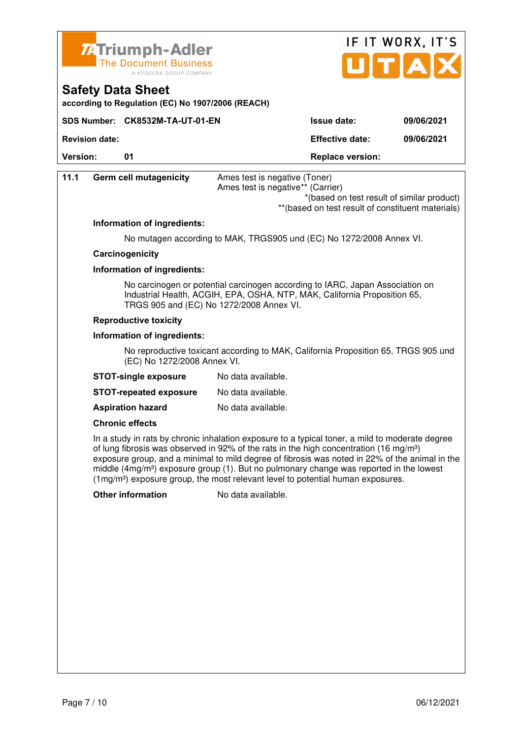**Safety Data Sheet**

according to Regulation (EC) No 1907/2006 (REACH)

| SDS Number: CK8532M-TA-UT-01-EN | Issue date: | 09/06/2021 |
|---|---|---|
| Revision date: | Effective date: | 09/06/2021 |
| Version: 01 | Replace version: | |

**11.1 Germ cell mutagenicity**

Ames test is negative (Toner)
Ames test is negative** (Carrier)

*(based on test result of similar product)
**(based on test result of constituent materials)

**Information of ingredients:**

No mutagen according to MAK, TRGS905 und (EC) No 1272/2008 Annex VI.

**Carcinogenicity**

**Information of ingredients:**

No carcinogen or potential carcinogen according to IARC, Japan Association on Industrial Health, ACGIH, EPA, OSHA, NTP, MAK, California Proposition 65, TRGS 905 and (EC) No 1272/2008 Annex VI.

**Reproductive toxicity**

**Information of ingredients:**

No reproductive toxicant according to MAK, California Proposition 65, TRGS 905 und (EC) No 1272/2008 Annex VI.

**STOT-single exposure** No data available.

**STOT-repeated exposure** No data available.

**Aspiration hazard** No data available.

**Chronic effects**

In a study in rats by chronic inhalation exposure to a typical toner, a mild to moderate degree of lung fibrosis was observed in 92% of the rats in the high concentration (16 mg/m³) exposure group, and a minimal to mild degree of fibrosis was noted in 22% of the animal in the middle (4mg/m³) exposure group (1). But no pulmonary change was reported in the lowest (1mg/m³) exposure group, the most relevant level to potential human exposures.

**Other information** No data available.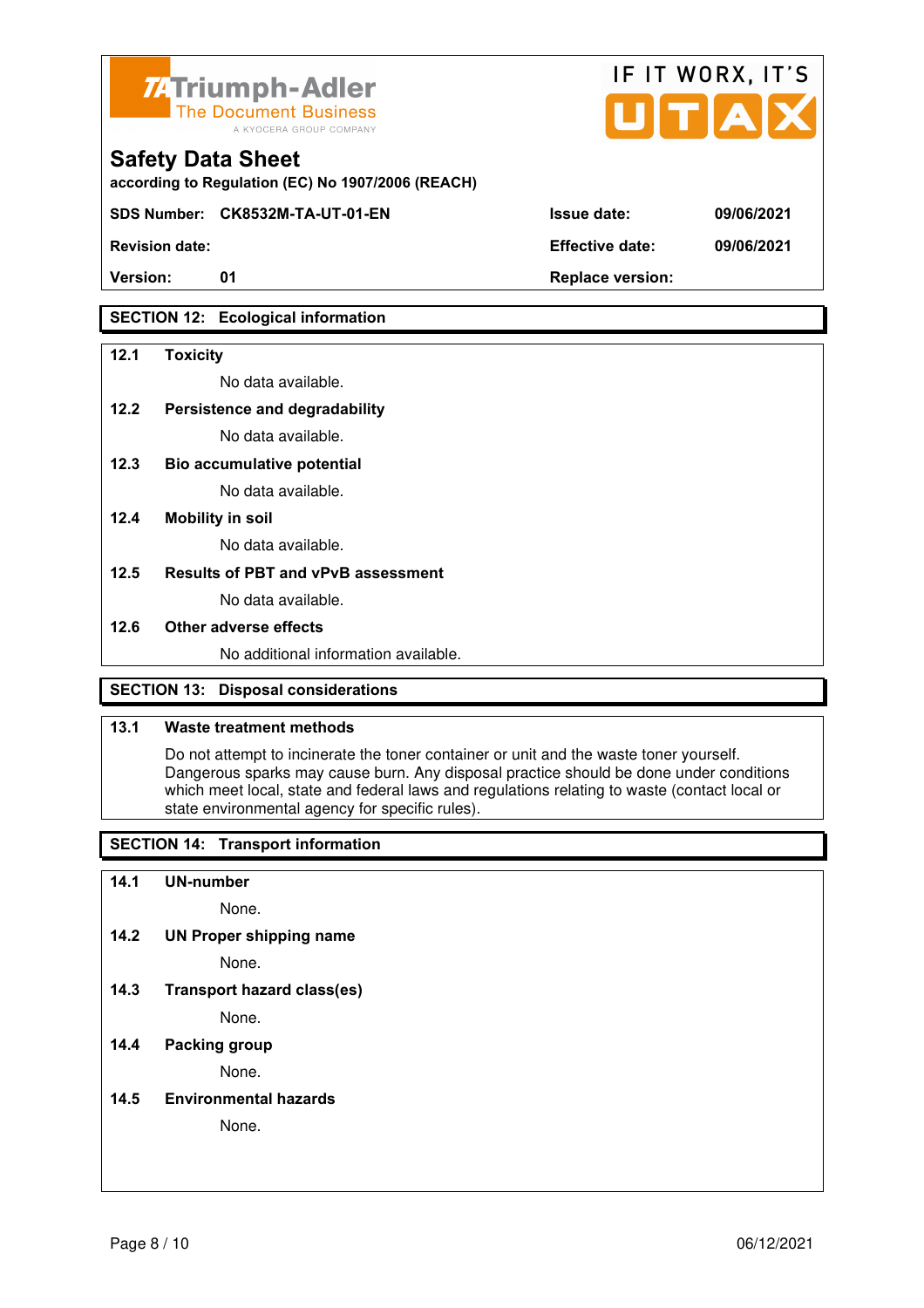## Safety Data Sheet

according to Regulation (EC) No 1907/2006 (REACH)

| SDS Number: CK8532M-TA-UT-01-EN | Issue date: | 09/06/2021 |
|---|---|---|
| Revision date: | Effective date: | 09/06/2021 |
| Version: 01 | Replace version: | |

## SECTION 12: Ecological information

**12.1 Toxicity**

No data available.

**12.2 Persistence and degradability**

No data available.

**12.3 Bio accumulative potential**

No data available.

**12.4 Mobility in soil**

No data available.

**12.5 Results of PBT and vPvB assessment**

No data available.

**12.6 Other adverse effects**

No additional information available.

## SECTION 13: Disposal considerations

**13.1 Waste treatment methods**

Do not attempt to incinerate the toner container or unit and the waste toner yourself. Dangerous sparks may cause burn. Any disposal practice should be done under conditions which meet local, state and federal laws and regulations relating to waste (contact local or state environmental agency for specific rules).

## SECTION 14: Transport information

**14.1 UN-number**

None.

**14.2 UN Proper shipping name**

None.

**14.3 Transport hazard class(es)**

None.

**14.4 Packing group**

None.

**14.5 Environmental hazards**

None.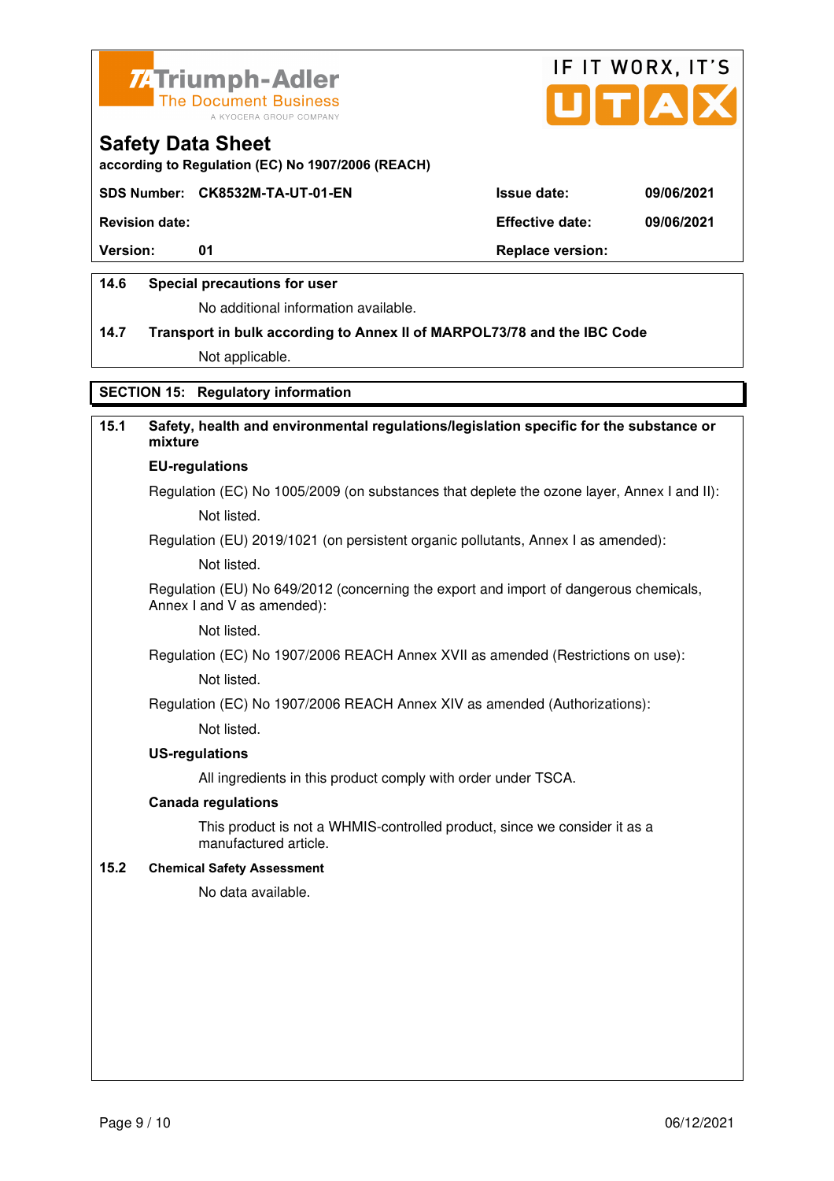**14.6 Special precautions for user**

No additional information available.

**14.7 Transport in bulk according to Annex II of MARPOL73/78 and the IBC Code**

Not applicable.

## SECTION 15: Regulatory information

### 15.1 Safety, health and environmental regulations/legislation specific for the substance or mixture

**EU-regulations**

Regulation (EC) No 1005/2009 (on substances that deplete the ozone layer, Annex I and II):

Not listed.

Regulation (EU) 2019/1021 (on persistent organic pollutants, Annex I as amended):

Not listed.

Regulation (EU) No 649/2012 (concerning the export and import of dangerous chemicals, Annex I and V as amended):

Not listed.

Regulation (EC) No 1907/2006 REACH Annex XVII as amended (Restrictions on use):

Not listed.

Regulation (EC) No 1907/2006 REACH Annex XIV as amended (Authorizations):

Not listed.

**US-regulations**

All ingredients in this product comply with order under TSCA.

**Canada regulations**

This product is not a WHMIS-controlled product, since we consider it as a manufactured article.

### 15.2 Chemical Safety Assessment

No data available.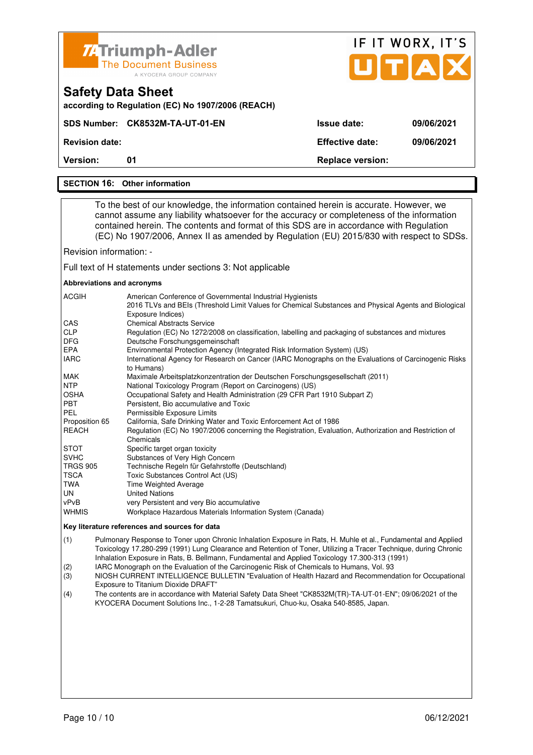# Safety Data Sheet

according to Regulation (EC) No 1907/2006 (REACH)

| SDS Number: CK8532M-TA-UT-01-EN | | Issue date: | 09/06/2021 |
|---|---|---|---|
| Revision date: | | Effective date: | 09/06/2021 |
| Version: | 01 | Replace version: | |

## SECTION 16: Other information

To the best of our knowledge, the information contained herein is accurate. However, we cannot assume any liability whatsoever for the accuracy or completeness of the information contained herein. The contents and format of this SDS are in accordance with Regulation (EC) No 1907/2006, Annex II as amended by Regulation (EU) 2015/830 with respect to SDSs.

Revision information: -

Full text of H statements under sections 3: Not applicable

**Abbreviations and acronyms**

| | |
|---|---|
| ACGIH | American Conference of Governmental Industrial Hygienists<br>2016 TLVs and BEIs (Threshold Limit Values for Chemical Substances and Physical Agents and Biological Exposure Indices) |
| CAS | Chemical Abstracts Service |
| CLP | Regulation (EC) No 1272/2008 on classification, labelling and packaging of substances and mixtures |
| DFG | Deutsche Forschungsgemeinschaft |
| EPA | Environmental Protection Agency (Integrated Risk Information System) (US) |
| IARC | International Agency for Research on Cancer (IARC Monographs on the Evaluations of Carcinogenic Risks to Humans) |
| MAK | Maximale Arbeitsplatzkonzentration der Deutschen Forschungsgesellschaft (2011) |
| NTP | National Toxicology Program (Report on Carcinogens) (US) |
| OSHA | Occupational Safety and Health Administration (29 CFR Part 1910 Subpart Z) |
| PBT | Persistent, Bio accumulative and Toxic |
| PEL | Permissible Exposure Limits |
| Proposition 65 | California, Safe Drinking Water and Toxic Enforcement Act of 1986 |
| REACH | Regulation (EC) No 1907/2006 concerning the Registration, Evaluation, Authorization and Restriction of Chemicals |
| STOT | Specific target organ toxicity |
| SVHC | Substances of Very High Concern |
| TRGS 905 | Technische Regeln für Gefahrstoffe (Deutschland) |
| TSCA | Toxic Substances Control Act (US) |
| TWA | Time Weighted Average |
| UN | United Nations |
| vPvB | very Persistent and very Bio accumulative |
| WHMIS | Workplace Hazardous Materials Information System (Canada) |

**Key literature references and sources for data**

(1) Pulmonary Response to Toner upon Chronic Inhalation Exposure in Rats, H. Muhle et al., Fundamental and Applied Toxicology 17.280-299 (1991) Lung Clearance and Retention of Toner, Utilizing a Tracer Technique, during Chronic Inhalation Exposure in Rats, B. Bellmann, Fundamental and Applied Toxicology 17.300-313 (1991)

(2) IARC Monograph on the Evaluation of the Carcinogenic Risk of Chemicals to Humans, Vol. 93

(3) NIOSH CURRENT INTELLIGENCE BULLETIN "Evaluation of Health Hazard and Recommendation for Occupational Exposure to Titanium Dioxide DRAFT"

(4) The contents are in accordance with Material Safety Data Sheet "CK8532M(TR)-TA-UT-01-EN"; 09/06/2021 of the KYOCERA Document Solutions Inc., 1-2-28 Tamatsukuri, Chuo-ku, Osaka 540-8585, Japan.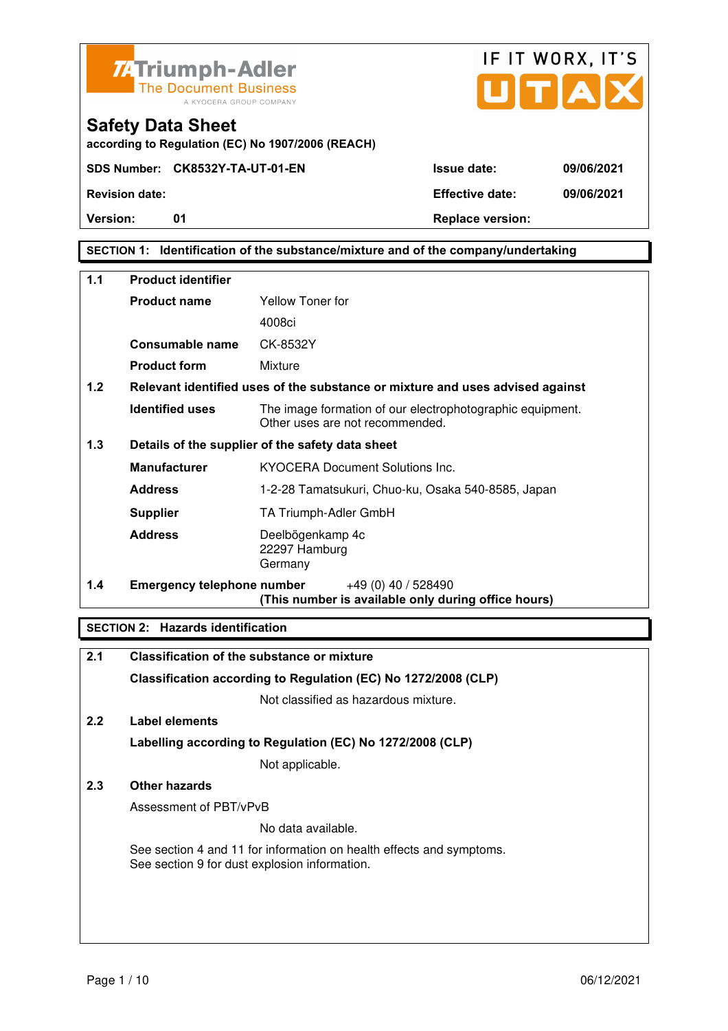Triumph-Adler
The Document Business
A KYOCERA GROUP COMPANY

IF IT WORX, IT'S UTAX

# Safety Data Sheet

according to Regulation (EC) No 1907/2006 (REACH)

| | | | |
|---|---|---|---|
| **SDS Number:** | **CK8532Y-TA-UT-01-EN** | **Issue date:** | **09/06/2021** |
| **Revision date:** | | **Effective date:** | **09/06/2021** |
| **Version:** | **01** | **Replace version:** | |

## SECTION 1: Identification of the substance/mixture and of the company/undertaking

**1.1 Product identifier**

| | |
|---|---|
| **Product name** | Yellow Toner for 4008ci |
| **Consumable name** | CK-8532Y |
| **Product form** | Mixture |

**1.2 Relevant identified uses of the substance or mixture and uses advised against**

| | |
|---|---|
| **Identified uses** | The image formation of our electrophotographic equipment. Other uses are not recommended. |

**1.3 Details of the supplier of the safety data sheet**

| | |
|---|---|
| **Manufacturer** | KYOCERA Document Solutions Inc. |
| **Address** | 1-2-28 Tamatsukuri, Chuo-ku, Osaka 540-8585, Japan |
| **Supplier** | TA Triumph-Adler GmbH |
| **Address** | Deelbögenkamp 4c<br>22297 Hamburg<br>Germany |

**1.4 Emergency telephone number** +49 (0) 40 / 528490
**(This number is available only during office hours)**

## SECTION 2: Hazards identification

**2.1 Classification of the substance or mixture**

**Classification according to Regulation (EC) No 1272/2008 (CLP)**

Not classified as hazardous mixture.

**2.2 Label elements**

**Labelling according to Regulation (EC) No 1272/2008 (CLP)**

Not applicable.

**2.3 Other hazards**

Assessment of PBT/vPvB

No data available.

See section 4 and 11 for information on health effects and symptoms.
See section 9 for dust explosion information.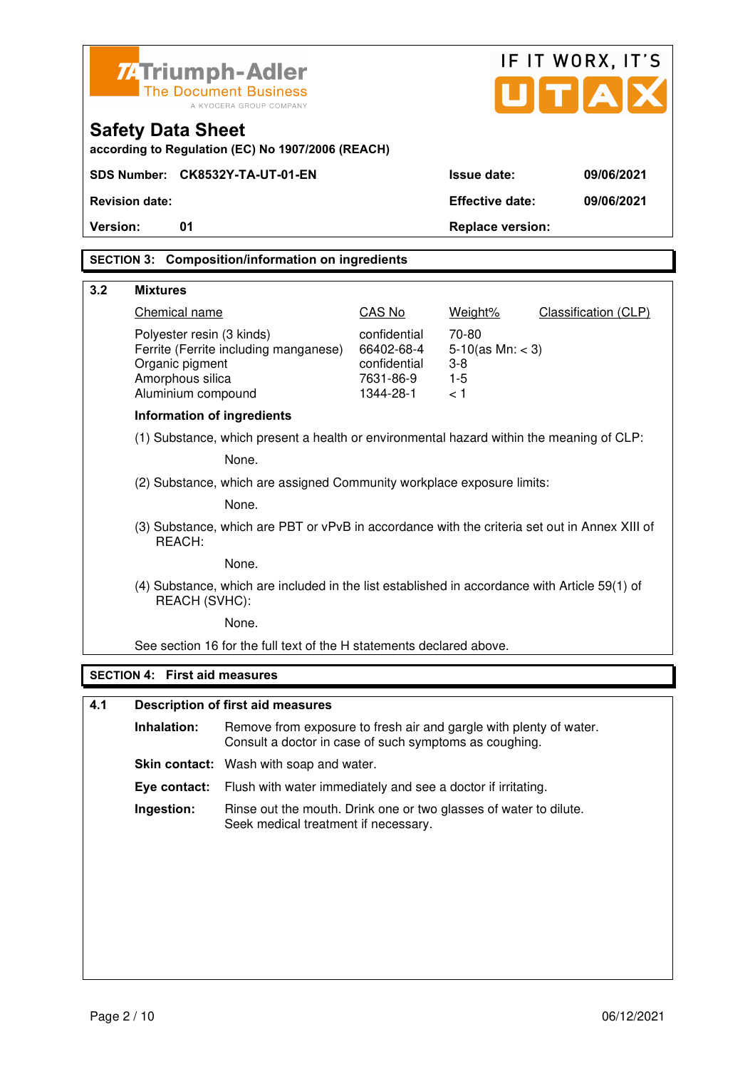Triumph-Adler
The Document Business
A KYOCERA GROUP COMPANY

IF IT WORX, IT'S UTAX

# Safety Data Sheet

according to Regulation (EC) No 1907/2006 (REACH)

| SDS Number: CK8532Y-TA-UT-01-EN | Issue date: | 09/06/2021 |
|---|---|---|
| Revision date: | Effective date: | 09/06/2021 |
| Version: 01 | Replace version: | |

## SECTION 3: Composition/information on ingredients

### 3.2 Mixtures

| Chemical name | CAS No | Weight% | Classification (CLP) |
|---|---|---|---|
| Polyester resin (3 kinds) | confidential | 70-80 | |
| Ferrite (Ferrite including manganese) | 66402-68-4 | 5-10(as Mn: < 3) | |
| Organic pigment | confidential | 3-8 | |
| Amorphous silica | 7631-86-9 | 1-5 | |
| Aluminium compound | 1344-28-1 | < 1 | |

**Information of ingredients**

(1) Substance, which present a health or environmental hazard within the meaning of CLP:

None.

(2) Substance, which are assigned Community workplace exposure limits:

None.

(3) Substance, which are PBT or vPvB in accordance with the criteria set out in Annex XIII of REACH:

None.

(4) Substance, which are included in the list established in accordance with Article 59(1) of REACH (SVHC):

None.

See section 16 for the full text of the H statements declared above.

## SECTION 4: First aid measures

### 4.1 Description of first aid measures

**Inhalation:** Remove from exposure to fresh air and gargle with plenty of water. Consult a doctor in case of such symptoms as coughing.

**Skin contact:** Wash with soap and water.

**Eye contact:** Flush with water immediately and see a doctor if irritating.

**Ingestion:** Rinse out the mouth. Drink one or two glasses of water to dilute. Seek medical treatment if necessary.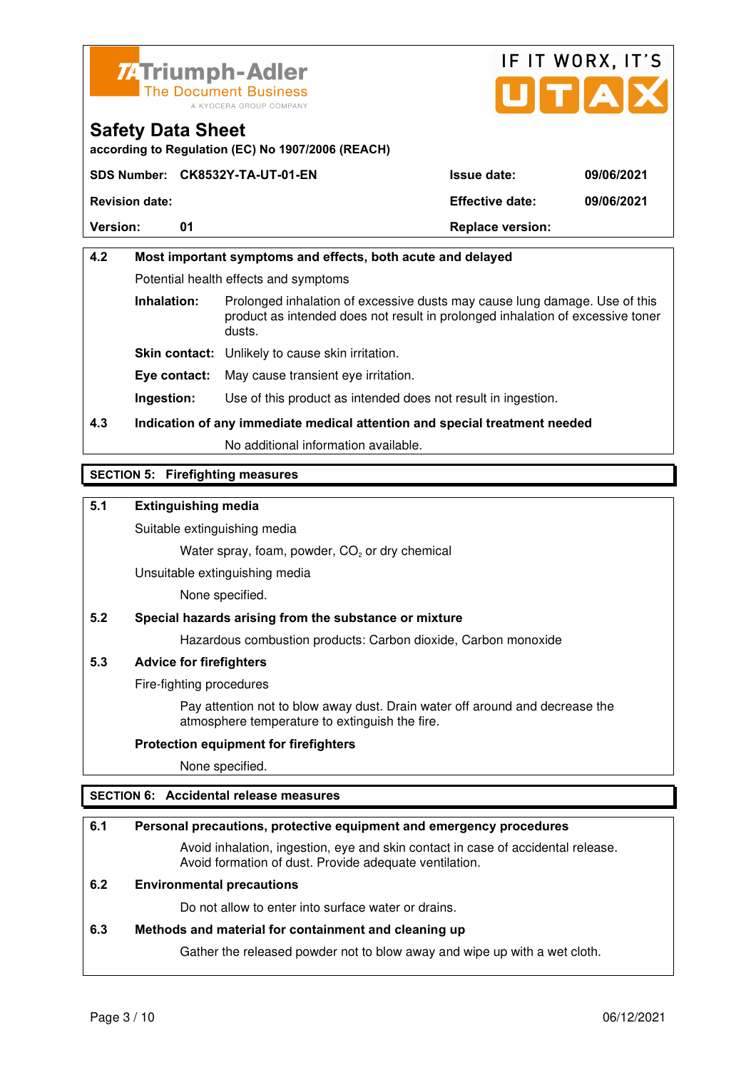Triumph-Adler
The Document Business
A KYOCERA GROUP COMPANY

IF IT WORX, IT'S UTAX

# Safety Data Sheet

according to Regulation (EC) No 1907/2006 (REACH)

| SDS Number: CK8532Y-TA-UT-01-EN | Issue date: | 09/06/2021 |
|---|---|---|
| Revision date: | Effective date: | 09/06/2021 |
| Version: 01 | Replace version: | |

### 4.2 Most important symptoms and effects, both acute and delayed

Potential health effects and symptoms

**Inhalation:** Prolonged inhalation of excessive dusts may cause lung damage. Use of this product as intended does not result in prolonged inhalation of excessive toner dusts.

**Skin contact:** Unlikely to cause skin irritation.

**Eye contact:** May cause transient eye irritation.

**Ingestion:** Use of this product as intended does not result in ingestion.

### 4.3 Indication of any immediate medical attention and special treatment needed

No additional information available.

## SECTION 5: Firefighting measures

### 5.1 Extinguishing media

Suitable extinguishing media

Water spray, foam, powder, $CO_2$ or dry chemical

Unsuitable extinguishing media

None specified.

### 5.2 Special hazards arising from the substance or mixture

Hazardous combustion products: Carbon dioxide, Carbon monoxide

### 5.3 Advice for firefighters

Fire-fighting procedures

Pay attention not to blow away dust. Drain water off around and decrease the atmosphere temperature to extinguish the fire.

**Protection equipment for firefighters**

None specified.

## SECTION 6: Accidental release measures

### 6.1 Personal precautions, protective equipment and emergency procedures

Avoid inhalation, ingestion, eye and skin contact in case of accidental release. Avoid formation of dust. Provide adequate ventilation.

### 6.2 Environmental precautions

Do not allow to enter into surface water or drains.

### 6.3 Methods and material for containment and cleaning up

Gather the released powder not to blow away and wipe up with a wet cloth.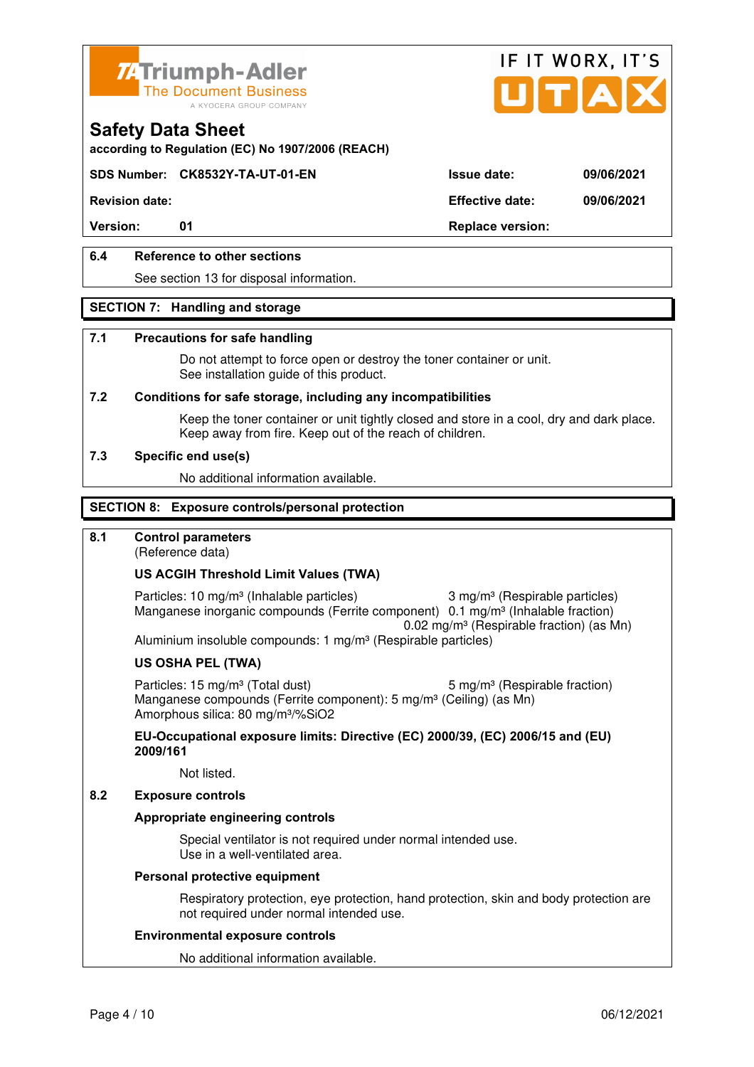**Safety Data Sheet**

according to Regulation (EC) No 1907/2006 (REACH)

| SDS Number: CK8532Y-TA-UT-01-EN | Issue date: | 09/06/2021 |
|---|---|---|
| Revision date: | Effective date: | 09/06/2021 |
| Version: 01 | Replace version: | |

### 6.4 Reference to other sections

See section 13 for disposal information.

## SECTION 7: Handling and storage

### 7.1 Precautions for safe handling

Do not attempt to force open or destroy the toner container or unit.
See installation guide of this product.

### 7.2 Conditions for safe storage, including any incompatibilities

Keep the toner container or unit tightly closed and store in a cool, dry and dark place.
Keep away from fire. Keep out of the reach of children.

### 7.3 Specific end use(s)

No additional information available.

## SECTION 8: Exposure controls/personal protection

### 8.1 Control parameters

(Reference data)

**US ACGIH Threshold Limit Values (TWA)**

Particles: 10 mg/m³ (Inhalable particles) 3 mg/m³ (Respirable particles)
Manganese inorganic compounds (Ferrite component) 0.1 mg/m³ (Inhalable fraction)
0.02 mg/m³ (Respirable fraction) (as Mn)
Aluminium insoluble compounds: 1 mg/m³ (Respirable particles)

**US OSHA PEL (TWA)**

Particles: 15 mg/m³ (Total dust) 5 mg/m³ (Respirable fraction)
Manganese compounds (Ferrite component): 5 mg/m³ (Ceiling) (as Mn)
Amorphous silica: 80 mg/m³/%SiO2

**EU-Occupational exposure limits: Directive (EC) 2000/39, (EC) 2006/15 and (EU) 2009/161**

Not listed.

### 8.2 Exposure controls

**Appropriate engineering controls**

Special ventilator is not required under normal intended use.
Use in a well-ventilated area.

**Personal protective equipment**

Respiratory protection, eye protection, hand protection, skin and body protection are not required under normal intended use.

**Environmental exposure controls**

No additional information available.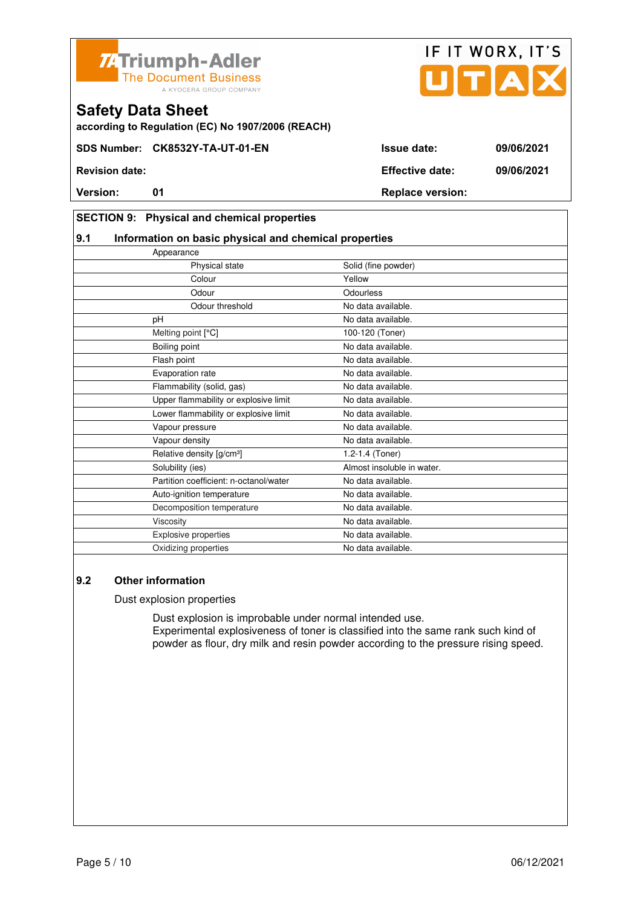**Triumph-Adler** The Document Business — A KYOCERA GROUP COMPANY

IF IT WORX, IT'S UTAX

# Safety Data Sheet

**according to Regulation (EC) No 1907/2006 (REACH)**

| | | | |
|---|---|---|---|
| **SDS Number:** | **CK8532Y-TA-UT-01-EN** | **Issue date:** | **09/06/2021** |
| **Revision date:** | | **Effective date:** | **09/06/2021** |
| **Version:** | **01** | **Replace version:** | |

## SECTION 9: Physical and chemical properties

### 9.1 Information on basic physical and chemical properties

| Property | Value |
|---|---|
| Appearance | |
| Physical state | Solid (fine powder) |
| Colour | Yellow |
| Odour | Odourless |
| Odour threshold | No data available. |
| pH | No data available. |
| Melting point [°C] | 100-120 (Toner) |
| Boiling point | No data available. |
| Flash point | No data available. |
| Evaporation rate | No data available. |
| Flammability (solid, gas) | No data available. |
| Upper flammability or explosive limit | No data available. |
| Lower flammability or explosive limit | No data available. |
| Vapour pressure | No data available. |
| Vapour density | No data available. |
| Relative density [g/cm³] | 1.2-1.4 (Toner) |
| Solubility (ies) | Almost insoluble in water. |
| Partition coefficient: n-octanol/water | No data available. |
| Auto-ignition temperature | No data available. |
| Decomposition temperature | No data available. |
| Viscosity | No data available. |
| Explosive properties | No data available. |
| Oxidizing properties | No data available. |

### 9.2 Other information

Dust explosion properties

Dust explosion is improbable under normal intended use.
Experimental explosiveness of toner is classified into the same rank such kind of powder as flour, dry milk and resin powder according to the pressure rising speed.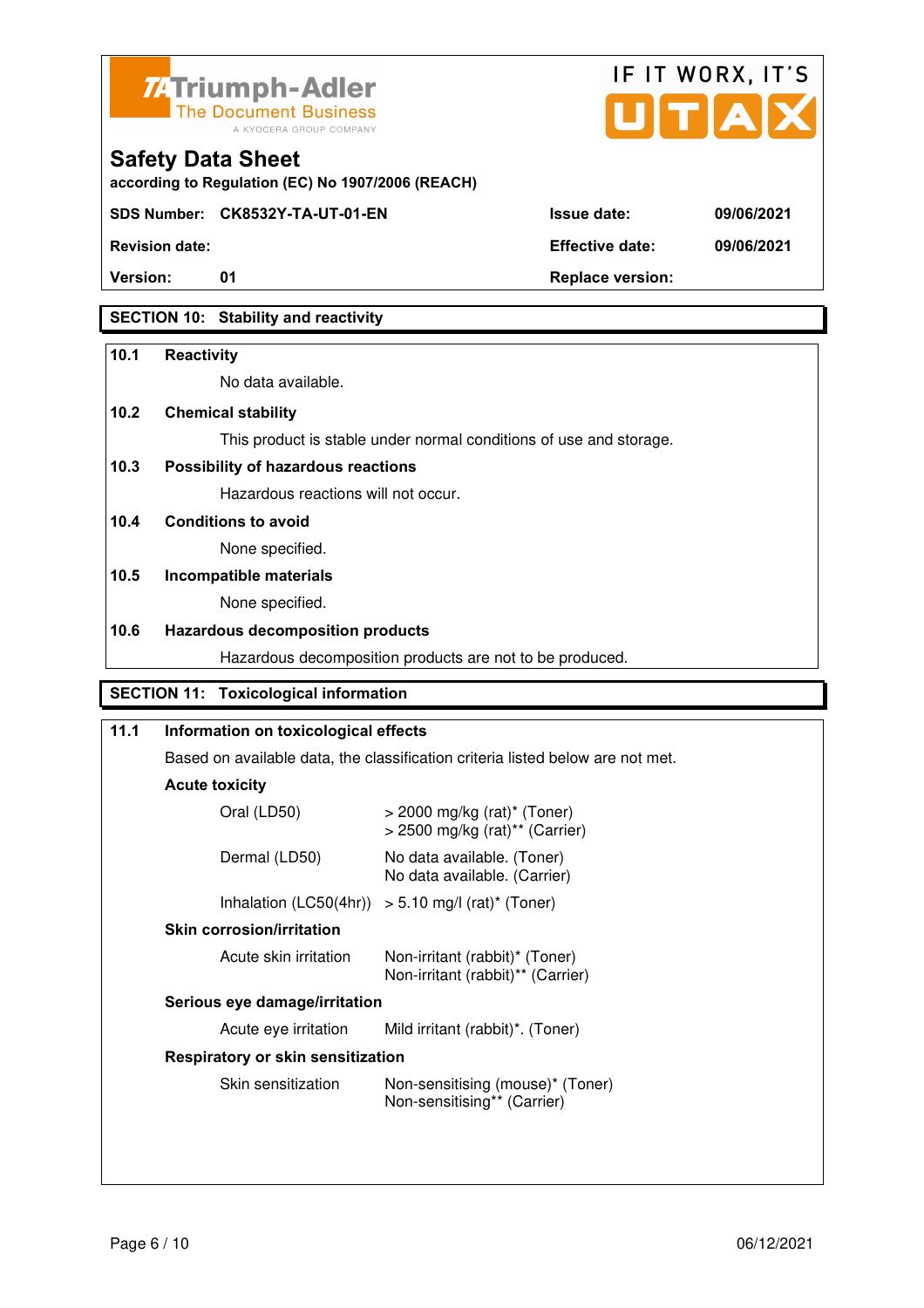Triumph-Adler
The Document Business
A KYOCERA GROUP COMPANY

IF IT WORX, IT'S UTAX

# Safety Data Sheet

according to Regulation (EC) No 1907/2006 (REACH)

| SDS Number: | CK8532Y-TA-UT-01-EN | Issue date: | 09/06/2021 |
|---|---|---|---|
| Revision date: | | Effective date: | 09/06/2021 |
| Version: | 01 | Replace version: | |

## SECTION 10: Stability and reactivity

**10.1 Reactivity**

No data available.

**10.2 Chemical stability**

This product is stable under normal conditions of use and storage.

**10.3 Possibility of hazardous reactions**

Hazardous reactions will not occur.

**10.4 Conditions to avoid**

None specified.

**10.5 Incompatible materials**

None specified.

**10.6 Hazardous decomposition products**

Hazardous decomposition products are not to be produced.

## SECTION 11: Toxicological information

**11.1 Information on toxicological effects**

Based on available data, the classification criteria listed below are not met.

**Acute toxicity**

| | |
|---|---|
| Oral (LD50) | > 2000 mg/kg (rat)* (Toner)<br>> 2500 mg/kg (rat)** (Carrier) |
| Dermal (LD50) | No data available. (Toner)<br>No data available. (Carrier) |
| Inhalation (LC50(4hr)) | > 5.10 mg/l (rat)* (Toner) |

**Skin corrosion/irritation**

| | |
|---|---|
| Acute skin irritation | Non-irritant (rabbit)* (Toner)<br>Non-irritant (rabbit)** (Carrier) |

**Serious eye damage/irritation**

| | |
|---|---|
| Acute eye irritation | Mild irritant (rabbit)*. (Toner) |

**Respiratory or skin sensitization**

| | |
|---|---|
| Skin sensitization | Non-sensitising (mouse)* (Toner)<br>Non-sensitising** (Carrier) |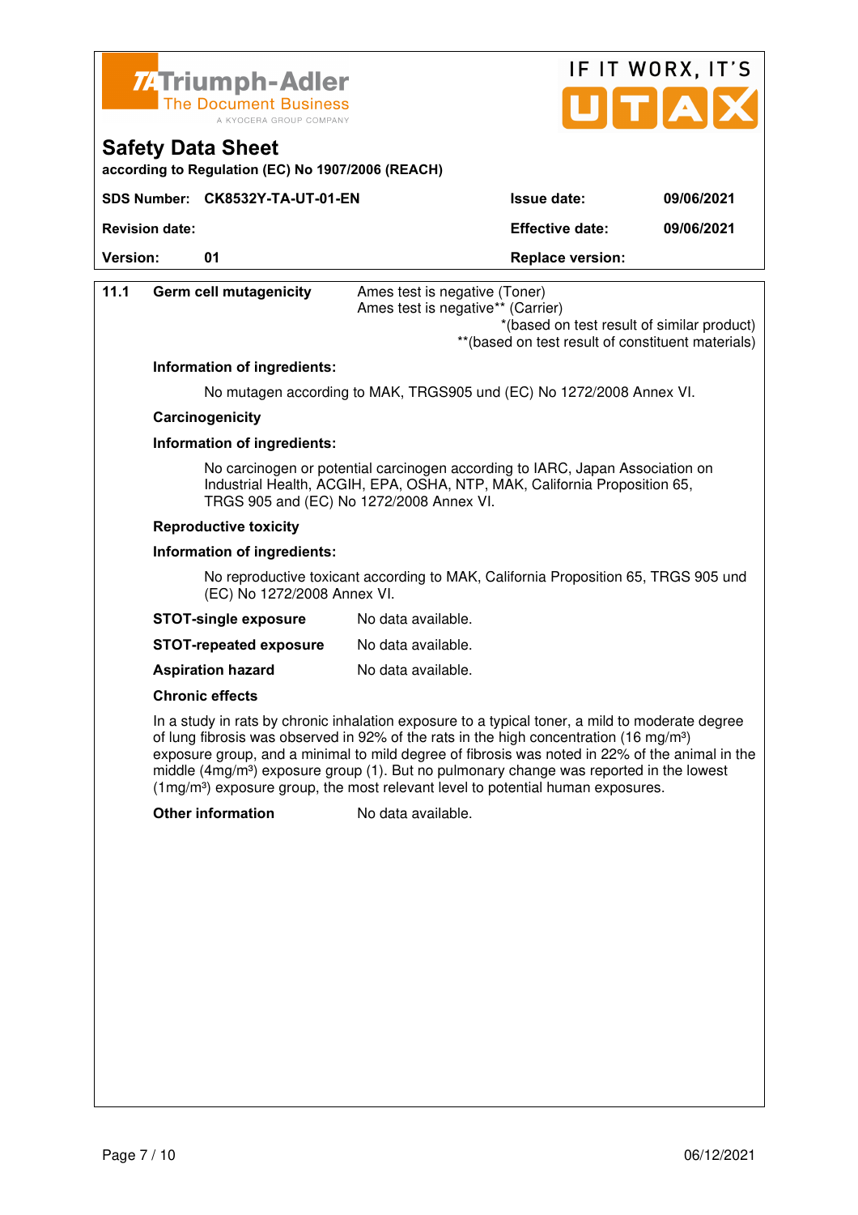Triumph-Adler
The Document Business
A KYOCERA GROUP COMPANY

IF IT WORX, IT'S UTAX

# Safety Data Sheet

**according to Regulation (EC) No 1907/2006 (REACH)**

| | | | |
|---|---|---|---|
| **SDS Number:** | **CK8532Y-TA-UT-01-EN** | **Issue date:** | **09/06/2021** |
| **Revision date:** | | **Effective date:** | **09/06/2021** |
| **Version:** | **01** | **Replace version:** | |

**11.1 Germ cell mutagenicity**

Ames test is negative (Toner)
Ames test is negative** (Carrier)

*(based on test result of similar product)
**(based on test result of constituent materials)

**Information of ingredients:**

No mutagen according to MAK, TRGS905 und (EC) No 1272/2008 Annex VI.

**Carcinogenicity**

**Information of ingredients:**

No carcinogen or potential carcinogen according to IARC, Japan Association on Industrial Health, ACGIH, EPA, OSHA, NTP, MAK, California Proposition 65, TRGS 905 and (EC) No 1272/2008 Annex VI.

**Reproductive toxicity**

**Information of ingredients:**

No reproductive toxicant according to MAK, California Proposition 65, TRGS 905 und (EC) No 1272/2008 Annex VI.

**STOT-single exposure** No data available.

**STOT-repeated exposure** No data available.

**Aspiration hazard** No data available.

**Chronic effects**

In a study in rats by chronic inhalation exposure to a typical toner, a mild to moderate degree of lung fibrosis was observed in 92% of the rats in the high concentration (16 mg/m³) exposure group, and a minimal to mild degree of fibrosis was noted in 22% of the animal in the middle (4mg/m³) exposure group (1). But no pulmonary change was reported in the lowest (1mg/m³) exposure group, the most relevant level to potential human exposures.

**Other information** No data available.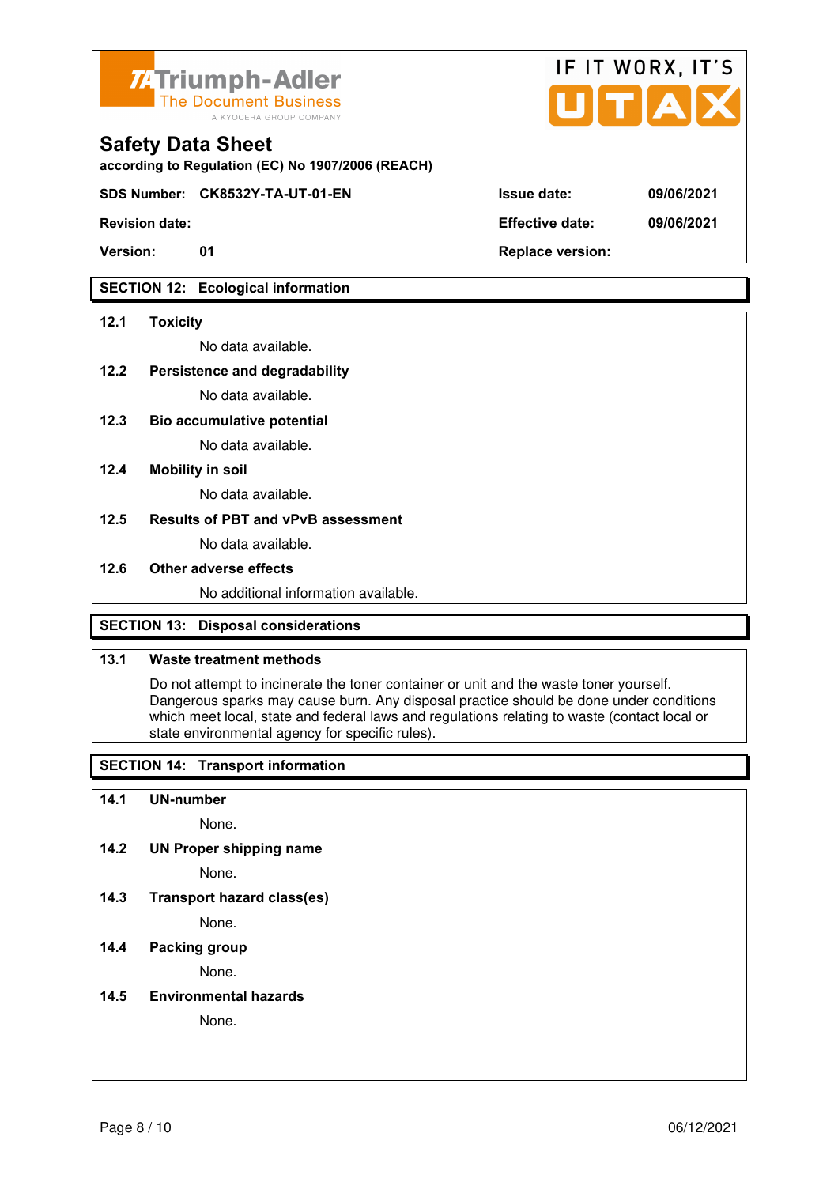Triumph-Adler The Document Business
A KYOCERA GROUP COMPANY

IF IT WORX, IT'S UTAX

# Safety Data Sheet

according to Regulation (EC) No 1907/2006 (REACH)

| SDS Number: CK8532Y-TA-UT-01-EN | | Issue date: | 09/06/2021 |
|---|---|---|---|
| Revision date: | | Effective date: | 09/06/2021 |
| Version: 01 | | Replace version: | |

## SECTION 12: Ecological information

**12.1 Toxicity**

No data available.

**12.2 Persistence and degradability**

No data available.

**12.3 Bio accumulative potential**

No data available.

**12.4 Mobility in soil**

No data available.

**12.5 Results of PBT and vPvB assessment**

No data available.

**12.6 Other adverse effects**

No additional information available.

## SECTION 13: Disposal considerations

**13.1 Waste treatment methods**

Do not attempt to incinerate the toner container or unit and the waste toner yourself. Dangerous sparks may cause burn. Any disposal practice should be done under conditions which meet local, state and federal laws and regulations relating to waste (contact local or state environmental agency for specific rules).

## SECTION 14: Transport information

**14.1 UN-number**

None.

**14.2 UN Proper shipping name**

None.

**14.3 Transport hazard class(es)**

None.

**14.4 Packing group**

None.

**14.5 Environmental hazards**

None.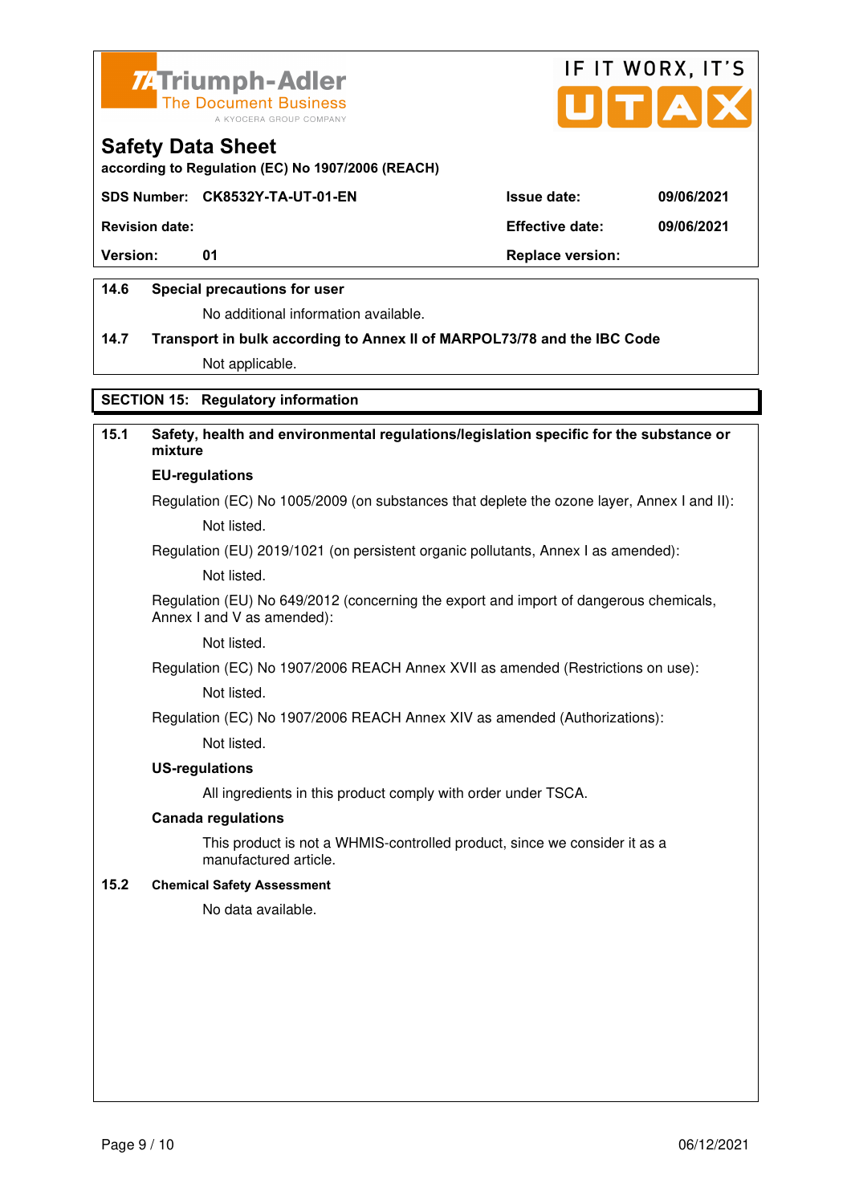**14.6 Special precautions for user**

No additional information available.

**14.7 Transport in bulk according to Annex II of MARPOL73/78 and the IBC Code**

Not applicable.

## SECTION 15: Regulatory information

### 15.1 Safety, health and environmental regulations/legislation specific for the substance or mixture

**EU-regulations**

Regulation (EC) No 1005/2009 (on substances that deplete the ozone layer, Annex I and II):

Not listed.

Regulation (EU) 2019/1021 (on persistent organic pollutants, Annex I as amended):

Not listed.

Regulation (EU) No 649/2012 (concerning the export and import of dangerous chemicals, Annex I and V as amended):

Not listed.

Regulation (EC) No 1907/2006 REACH Annex XVII as amended (Restrictions on use):

Not listed.

Regulation (EC) No 1907/2006 REACH Annex XIV as amended (Authorizations):

Not listed.

**US-regulations**

All ingredients in this product comply with order under TSCA.

**Canada regulations**

This product is not a WHMIS-controlled product, since we consider it as a manufactured article.

### 15.2 Chemical Safety Assessment

No data available.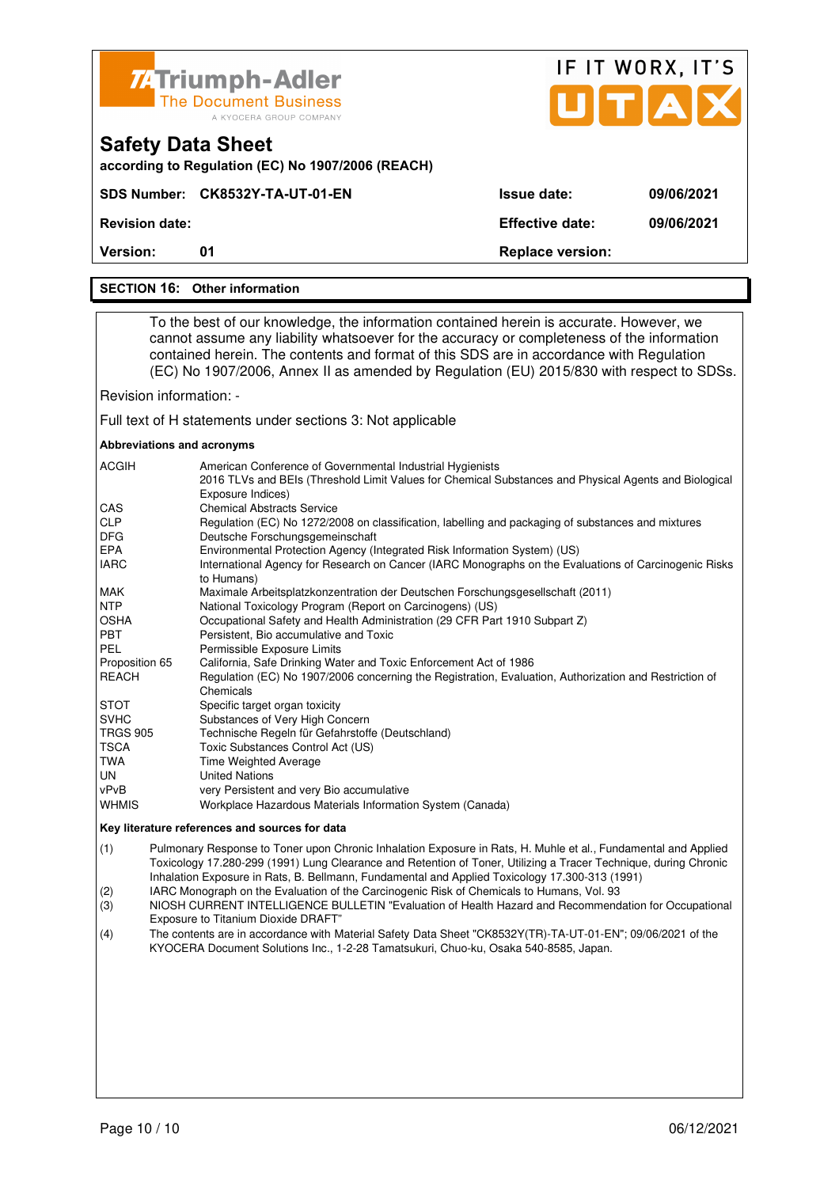## SECTION 16: Other information

To the best of our knowledge, the information contained herein is accurate. However, we cannot assume any liability whatsoever for the accuracy or completeness of the information contained herein. The contents and format of this SDS are in accordance with Regulation (EC) No 1907/2006, Annex II as amended by Regulation (EU) 2015/830 with respect to SDSs.

Revision information: -

Full text of H statements under sections 3: Not applicable

**Abbreviations and acronyms**

| | |
|---|---|
| ACGIH | American Conference of Governmental Industrial Hygienists<br>2016 TLVs and BEIs (Threshold Limit Values for Chemical Substances and Physical Agents and Biological Exposure Indices) |
| CAS | Chemical Abstracts Service |
| CLP | Regulation (EC) No 1272/2008 on classification, labelling and packaging of substances and mixtures |
| DFG | Deutsche Forschungsgemeinschaft |
| EPA | Environmental Protection Agency (Integrated Risk Information System) (US) |
| IARC | International Agency for Research on Cancer (IARC Monographs on the Evaluations of Carcinogenic Risks to Humans) |
| MAK | Maximale Arbeitsplatzkonzentration der Deutschen Forschungsgesellschaft (2011) |
| NTP | National Toxicology Program (Report on Carcinogens) (US) |
| OSHA | Occupational Safety and Health Administration (29 CFR Part 1910 Subpart Z) |
| PBT | Persistent, Bio accumulative and Toxic |
| PEL | Permissible Exposure Limits |
| Proposition 65 | California, Safe Drinking Water and Toxic Enforcement Act of 1986 |
| REACH | Regulation (EC) No 1907/2006 concerning the Registration, Evaluation, Authorization and Restriction of Chemicals |
| STOT | Specific target organ toxicity |
| SVHC | Substances of Very High Concern |
| TRGS 905 | Technische Regeln für Gefahrstoffe (Deutschland) |
| TSCA | Toxic Substances Control Act (US) |
| TWA | Time Weighted Average |
| UN | United Nations |
| vPvB | very Persistent and very Bio accumulative |
| WHMIS | Workplace Hazardous Materials Information System (Canada) |

**Key literature references and sources for data**

(1) Pulmonary Response to Toner upon Chronic Inhalation Exposure in Rats, H. Muhle et al., Fundamental and Applied Toxicology 17.280-299 (1991) Lung Clearance and Retention of Toner, Utilizing a Tracer Technique, during Chronic Inhalation Exposure in Rats, B. Bellmann, Fundamental and Applied Toxicology 17.300-313 (1991)

(2) IARC Monograph on the Evaluation of the Carcinogenic Risk of Chemicals to Humans, Vol. 93

(3) NIOSH CURRENT INTELLIGENCE BULLETIN "Evaluation of Health Hazard and Recommendation for Occupational Exposure to Titanium Dioxide DRAFT"

(4) The contents are in accordance with Material Safety Data Sheet "CK8532Y(TR)-TA-UT-01-EN"; 09/06/2021 of the KYOCERA Document Solutions Inc., 1-2-28 Tamatsukuri, Chuo-ku, Osaka 540-8585, Japan.